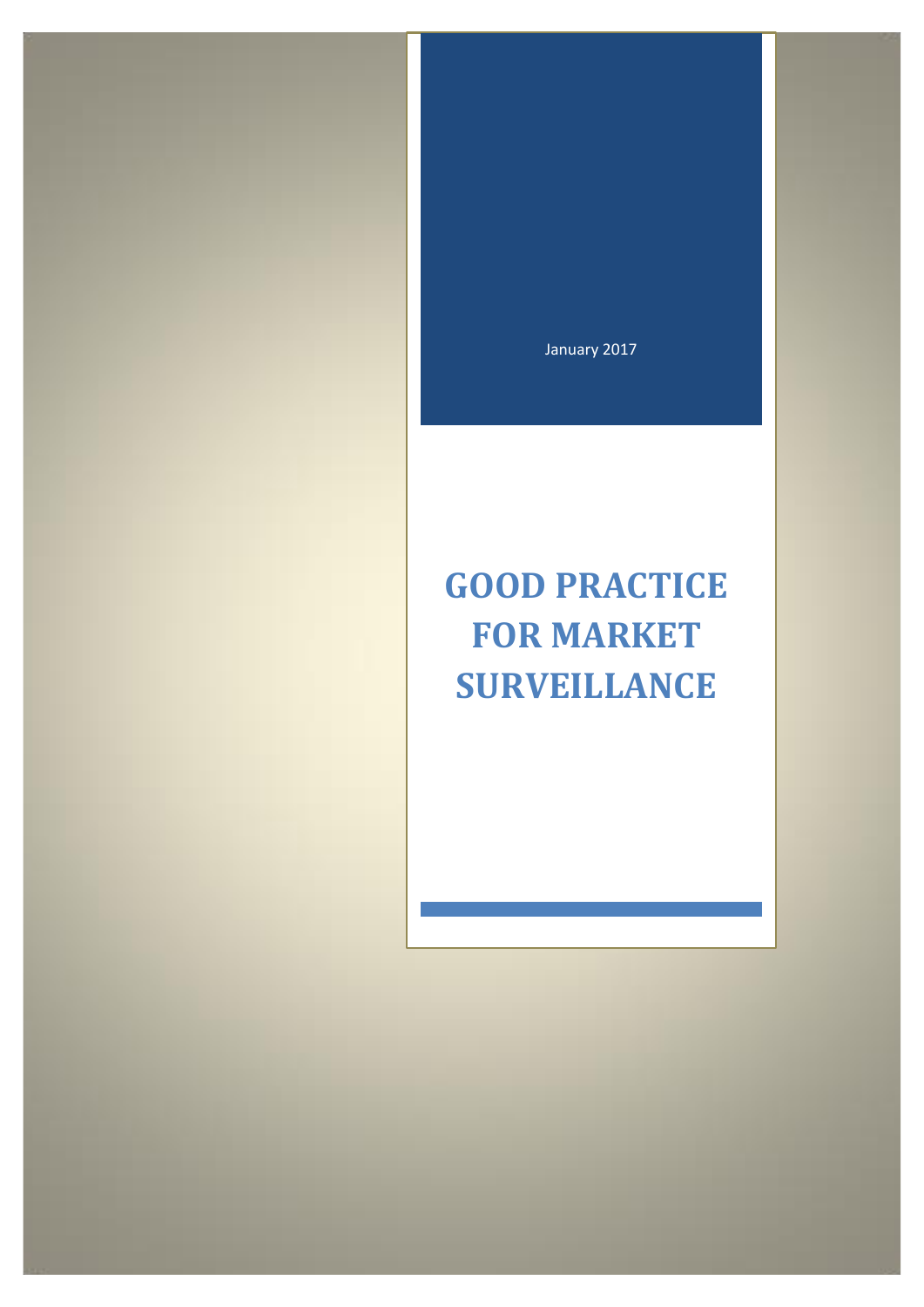January 2017

# GOOD PRACTICE FOR MARKET SURVEILLANCE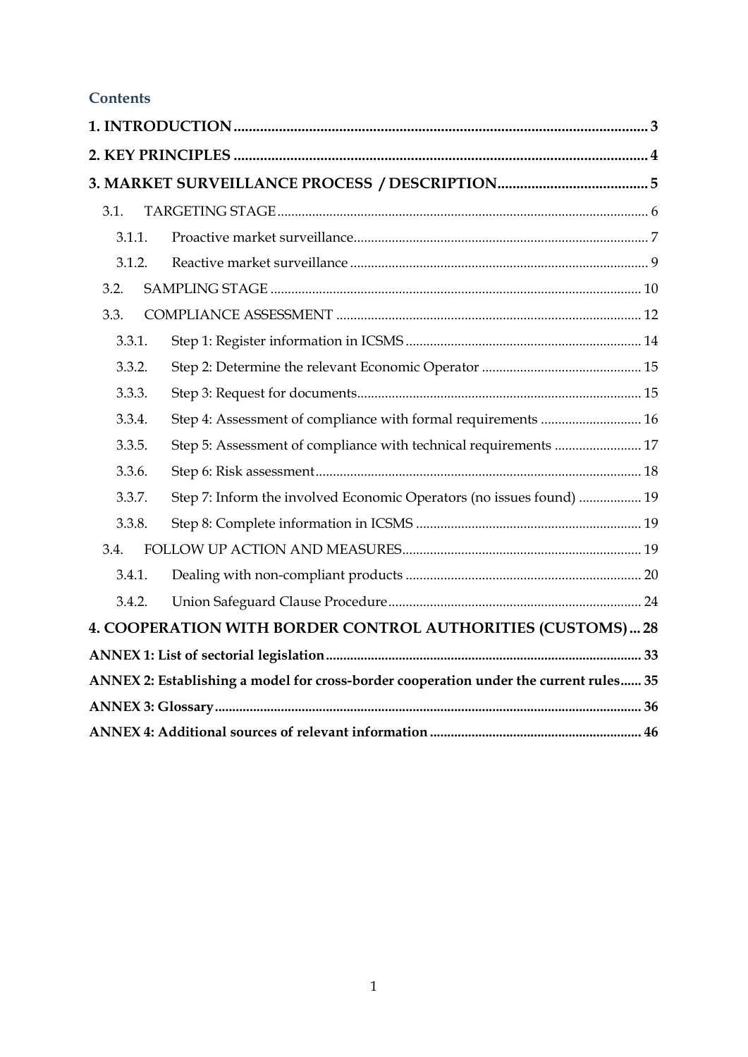## Contents

**1. INTRODUCTION** .......... 3

**2. KEY PRINCIPLES** .......... 4

**3. MARKET SURVEILLANCE PROCESS / DESCRIPTION** .......... 5

- 3.1. TARGETING STAGE .......... 6
  - 3.1.1. Proactive market surveillance .......... 7
  - 3.1.2. Reactive market surveillance .......... 9
- 3.2. SAMPLING STAGE .......... 10
- 3.3. COMPLIANCE ASSESSMENT .......... 12
  - 3.3.1. Step 1: Register information in ICSMS .......... 14
  - 3.3.2. Step 2: Determine the relevant Economic Operator .......... 15
  - 3.3.3. Step 3: Request for documents .......... 15
  - 3.3.4. Step 4: Assessment of compliance with formal requirements .......... 16
  - 3.3.5. Step 5: Assessment of compliance with technical requirements .......... 17
  - 3.3.6. Step 6: Risk assessment .......... 18
  - 3.3.7. Step 7: Inform the involved Economic Operators (no issues found) .......... 19
  - 3.3.8. Step 8: Complete information in ICSMS .......... 19
- 3.4. FOLLOW UP ACTION AND MEASURES .......... 19
  - 3.4.1. Dealing with non-compliant products .......... 20
  - 3.4.2. Union Safeguard Clause Procedure .......... 24

**4. COOPERATION WITH BORDER CONTROL AUTHORITIES (CUSTOMS)** .......... 28

**ANNEX 1: List of sectorial legislation** .......... 33

**ANNEX 2: Establishing a model for cross-border cooperation under the current rules** .......... 35

**ANNEX 3: Glossary** .......... 36

**ANNEX 4: Additional sources of relevant information** .......... 46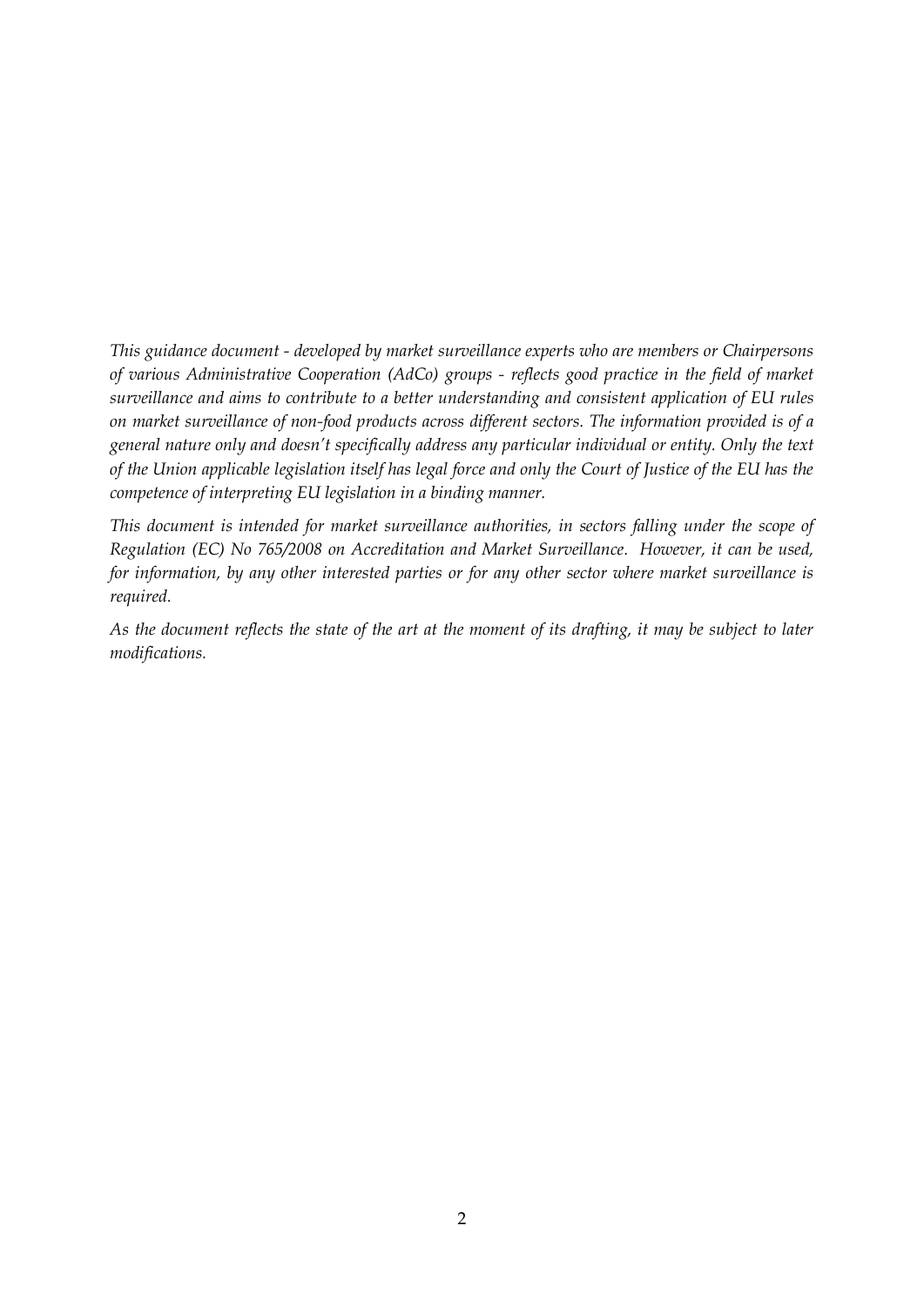*This guidance document - developed by market surveillance experts who are members or Chairpersons of various Administrative Cooperation (AdCo) groups - reflects good practice in the field of market surveillance and aims to contribute to a better understanding and consistent application of EU rules on market surveillance of non-food products across different sectors. The information provided is of a general nature only and doesn't specifically address any particular individual or entity. Only the text of the Union applicable legislation itself has legal force and only the Court of Justice of the EU has the competence of interpreting EU legislation in a binding manner.*

*This document is intended for market surveillance authorities, in sectors falling under the scope of Regulation (EC) No 765/2008 on Accreditation and Market Surveillance. However, it can be used, for information, by any other interested parties or for any other sector where market surveillance is required.*

*As the document reflects the state of the art at the moment of its drafting, it may be subject to later modifications.*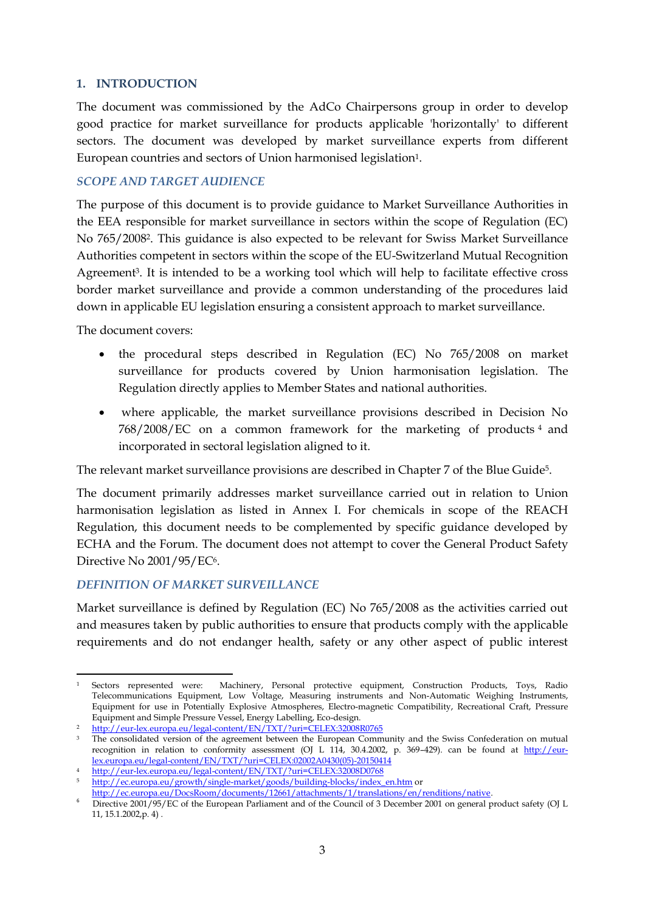## 1. INTRODUCTION

The document was commissioned by the AdCo Chairpersons group in order to develop good practice for market surveillance for products applicable 'horizontally' to different sectors. The document was developed by market surveillance experts from different European countries and sectors of Union harmonised legislation[1].

### *SCOPE AND TARGET AUDIENCE*

The purpose of this document is to provide guidance to Market Surveillance Authorities in the EEA responsible for market surveillance in sectors within the scope of Regulation (EC) No 765/2008[2]. This guidance is also expected to be relevant for Swiss Market Surveillance Authorities competent in sectors within the scope of the EU-Switzerland Mutual Recognition Agreement[3]. It is intended to be a working tool which will help to facilitate effective cross border market surveillance and provide a common understanding of the procedures laid down in applicable EU legislation ensuring a consistent approach to market surveillance.

The document covers:

- the procedural steps described in Regulation (EC) No 765/2008 on market surveillance for products covered by Union harmonisation legislation. The Regulation directly applies to Member States and national authorities.
- where applicable, the market surveillance provisions described in Decision No 768/2008/EC on a common framework for the marketing of products[4] and incorporated in sectoral legislation aligned to it.

The relevant market surveillance provisions are described in Chapter 7 of the Blue Guide[5].

The document primarily addresses market surveillance carried out in relation to Union harmonisation legislation as listed in Annex I. For chemicals in scope of the REACH Regulation, this document needs to be complemented by specific guidance developed by ECHA and the Forum. The document does not attempt to cover the General Product Safety Directive No 2001/95/EC[6].

### *DEFINITION OF MARKET SURVEILLANCE*

Market surveillance is defined by Regulation (EC) No 765/2008 as the activities carried out and measures taken by public authorities to ensure that products comply with the applicable requirements and do not endanger health, safety or any other aspect of public interest

---

[1] Sectors represented were: Machinery, Personal protective equipment, Construction Products, Toys, Radio Telecommunications Equipment, Low Voltage, Measuring instruments and Non-Automatic Weighing Instruments, Equipment for use in Potentially Explosive Atmospheres, Electro-magnetic Compatibility, Recreational Craft, Pressure Equipment and Simple Pressure Vessel, Energy Labelling, Eco-design.

[2] http://eur-lex.europa.eu/legal-content/EN/TXT/?uri=CELEX:32008R0765

[3] The consolidated version of the agreement between the European Community and the Swiss Confederation on mutual recognition in relation to conformity assessment (OJ L 114, 30.4.2002, p. 369–429). can be found at http://eur-lex.europa.eu/legal-content/EN/TXT/?uri=CELEX:02002A0430(05)-20150414

[4] http://eur-lex.europa.eu/legal-content/EN/TXT/?uri=CELEX:32008D0768

[5] http://ec.europa.eu/growth/single-market/goods/building-blocks/index_en.htm or http://ec.europa.eu/DocsRoom/documents/12661/attachments/1/translations/en/renditions/native.

[6] Directive 2001/95/EC of the European Parliament and of the Council of 3 December 2001 on general product safety (OJ L 11, 15.1.2002,p. 4) .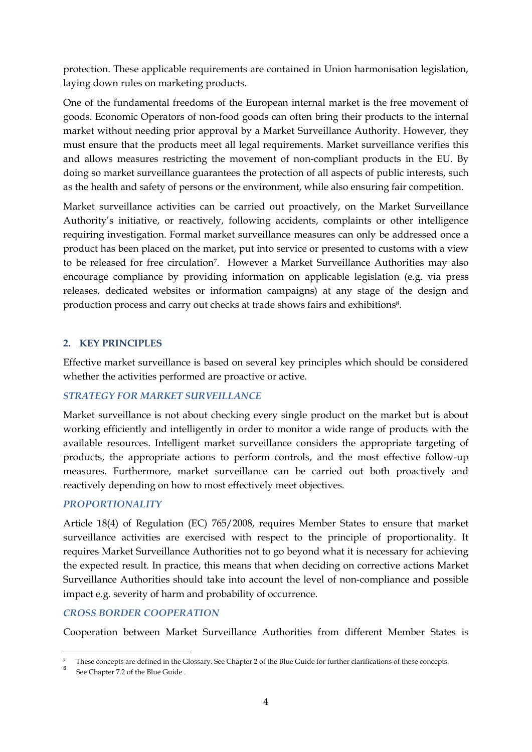protection. These applicable requirements are contained in Union harmonisation legislation, laying down rules on marketing products.

One of the fundamental freedoms of the European internal market is the free movement of goods. Economic Operators of non-food goods can often bring their products to the internal market without needing prior approval by a Market Surveillance Authority. However, they must ensure that the products meet all legal requirements. Market surveillance verifies this and allows measures restricting the movement of non-compliant products in the EU. By doing so market surveillance guarantees the protection of all aspects of public interests, such as the health and safety of persons or the environment, while also ensuring fair competition.

Market surveillance activities can be carried out proactively, on the Market Surveillance Authority's initiative, or reactively, following accidents, complaints or other intelligence requiring investigation. Formal market surveillance measures can only be addressed once a product has been placed on the market, put into service or presented to customs with a view to be released for free circulation[7]. However a Market Surveillance Authorities may also encourage compliance by providing information on applicable legislation (e.g. via press releases, dedicated websites or information campaigns) at any stage of the design and production process and carry out checks at trade shows fairs and exhibitions[8].

## 2. KEY PRINCIPLES

Effective market surveillance is based on several key principles which should be considered whether the activities performed are proactive or active.

### *STRATEGY FOR MARKET SURVEILLANCE*

Market surveillance is not about checking every single product on the market but is about working efficiently and intelligently in order to monitor a wide range of products with the available resources. Intelligent market surveillance considers the appropriate targeting of products, the appropriate actions to perform controls, and the most effective follow-up measures. Furthermore, market surveillance can be carried out both proactively and reactively depending on how to most effectively meet objectives.

### *PROPORTIONALITY*

Article 18(4) of Regulation (EC) 765/2008, requires Member States to ensure that market surveillance activities are exercised with respect to the principle of proportionality. It requires Market Surveillance Authorities not to go beyond what it is necessary for achieving the expected result. In practice, this means that when deciding on corrective actions Market Surveillance Authorities should take into account the level of non-compliance and possible impact e.g. severity of harm and probability of occurrence.

### *CROSS BORDER COOPERATION*

Cooperation between Market Surveillance Authorities from different Member States is

---

[7] These concepts are defined in the Glossary. See Chapter 2 of the Blue Guide for further clarifications of these concepts.

[8] See Chapter 7.2 of the Blue Guide .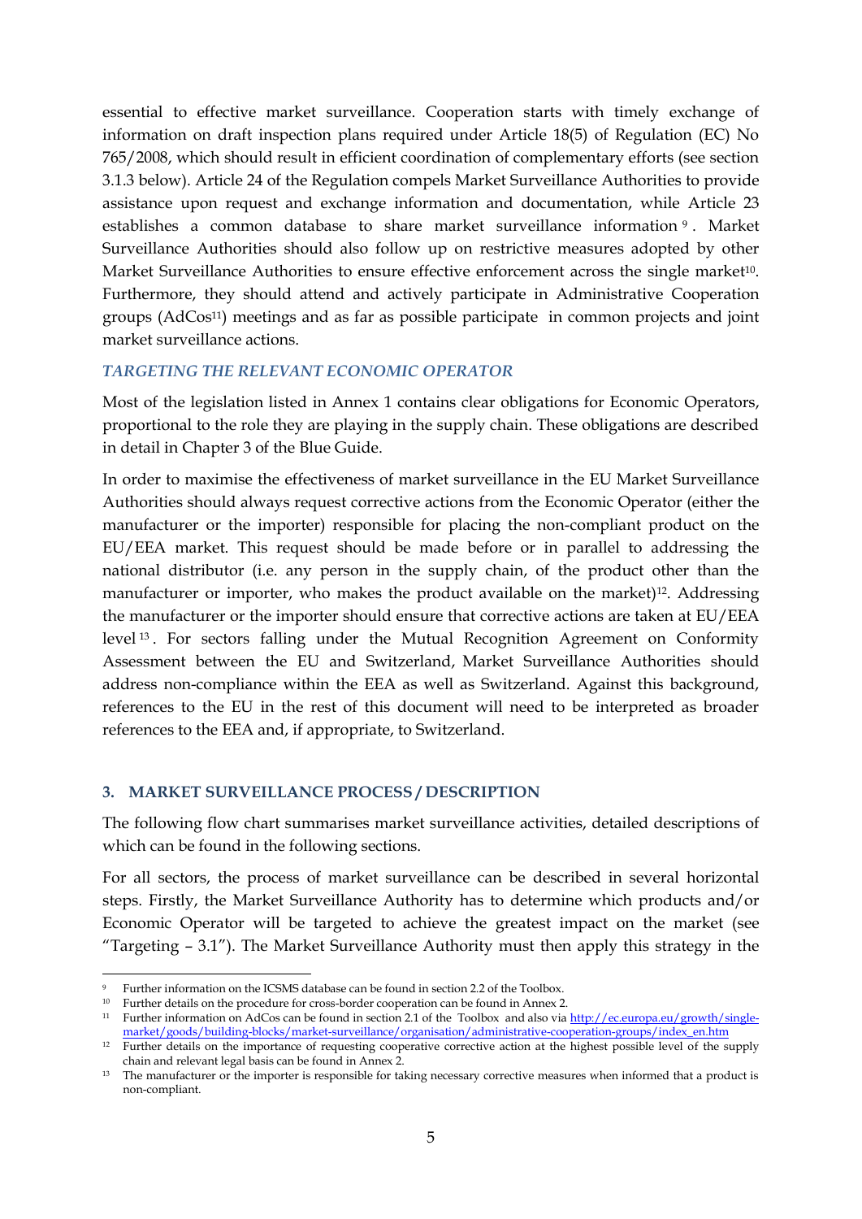essential to effective market surveillance. Cooperation starts with timely exchange of information on draft inspection plans required under Article 18(5) of Regulation (EC) No 765/2008, which should result in efficient coordination of complementary efforts (see section 3.1.3 below). Article 24 of the Regulation compels Market Surveillance Authorities to provide assistance upon request and exchange information and documentation, while Article 23 establishes a common database to share market surveillance information[9]. Market Surveillance Authorities should also follow up on restrictive measures adopted by other Market Surveillance Authorities to ensure effective enforcement across the single market[10]. Furthermore, they should attend and actively participate in Administrative Cooperation groups (AdCos[11]) meetings and as far as possible participate in common projects and joint market surveillance actions.

### *TARGETING THE RELEVANT ECONOMIC OPERATOR*

Most of the legislation listed in Annex 1 contains clear obligations for Economic Operators, proportional to the role they are playing in the supply chain. These obligations are described in detail in Chapter 3 of the Blue Guide.

In order to maximise the effectiveness of market surveillance in the EU Market Surveillance Authorities should always request corrective actions from the Economic Operator (either the manufacturer or the importer) responsible for placing the non-compliant product on the EU/EEA market. This request should be made before or in parallel to addressing the national distributor (i.e. any person in the supply chain, of the product other than the manufacturer or importer, who makes the product available on the market)[12]. Addressing the manufacturer or the importer should ensure that corrective actions are taken at EU/EEA level[13]. For sectors falling under the Mutual Recognition Agreement on Conformity Assessment between the EU and Switzerland, Market Surveillance Authorities should address non-compliance within the EEA as well as Switzerland. Against this background, references to the EU in the rest of this document will need to be interpreted as broader references to the EEA and, if appropriate, to Switzerland.

## 3. MARKET SURVEILLANCE PROCESS / DESCRIPTION

The following flow chart summarises market surveillance activities, detailed descriptions of which can be found in the following sections.

For all sectors, the process of market surveillance can be described in several horizontal steps. Firstly, the Market Surveillance Authority has to determine which products and/or Economic Operator will be targeted to achieve the greatest impact on the market (see "Targeting – 3.1"). The Market Surveillance Authority must then apply this strategy in the

---

[9] Further information on the ICSMS database can be found in section 2.2 of the Toolbox.

[10] Further details on the procedure for cross-border cooperation can be found in Annex 2.

[11] Further information on AdCos can be found in section 2.1 of the Toolbox and also via http://ec.europa.eu/growth/single-market/goods/building-blocks/market-surveillance/organisation/administrative-cooperation-groups/index_en.htm

[12] Further details on the importance of requesting cooperative corrective action at the highest possible level of the supply chain and relevant legal basis can be found in Annex 2.

[13] The manufacturer or the importer is responsible for taking necessary corrective measures when informed that a product is non-compliant.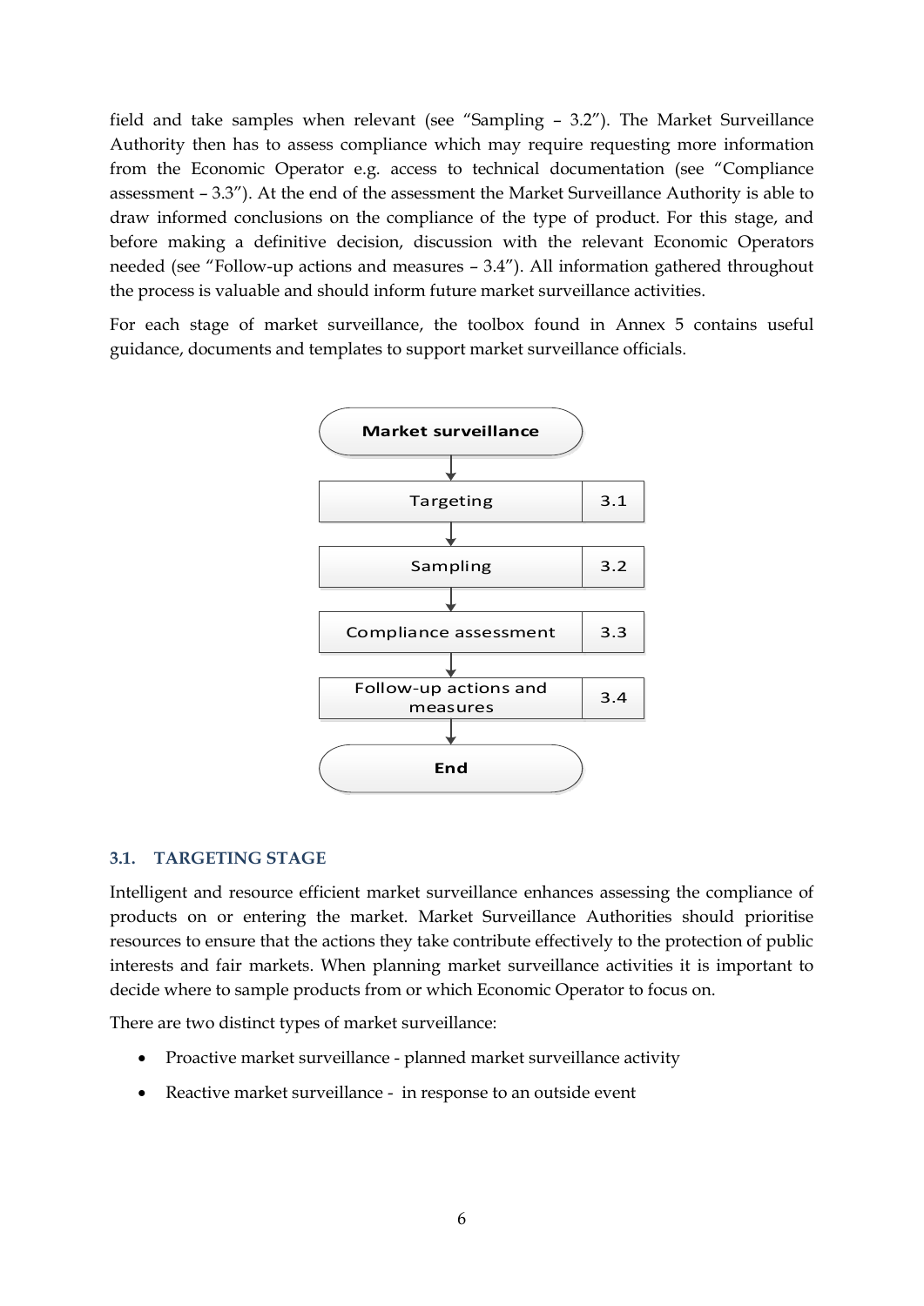field and take samples when relevant (see "Sampling – 3.2"). The Market Surveillance Authority then has to assess compliance which may require requesting more information from the Economic Operator e.g. access to technical documentation (see "Compliance assessment – 3.3"). At the end of the assessment the Market Surveillance Authority is able to draw informed conclusions on the compliance of the type of product. For this stage, and before making a definitive decision, discussion with the relevant Economic Operators needed (see "Follow-up actions and measures – 3.4"). All information gathered throughout the process is valuable and should inform future market surveillance activities.

For each stage of market surveillance, the toolbox found in Annex 5 contains useful guidance, documents and templates to support market surveillance officials.

**Market surveillance**

↓

| Targeting | 3.1 |
|---|---|
| Sampling | 3.2 |
| Compliance assessment | 3.3 |
| Follow-up actions and measures | 3.4 |

↓

**End**

### 3.1. TARGETING STAGE

Intelligent and resource efficient market surveillance enhances assessing the compliance of products on or entering the market. Market Surveillance Authorities should prioritise resources to ensure that the actions they take contribute effectively to the protection of public interests and fair markets. When planning market surveillance activities it is important to decide where to sample products from or which Economic Operator to focus on.

There are two distinct types of market surveillance:

- Proactive market surveillance - planned market surveillance activity
- Reactive market surveillance - in response to an outside event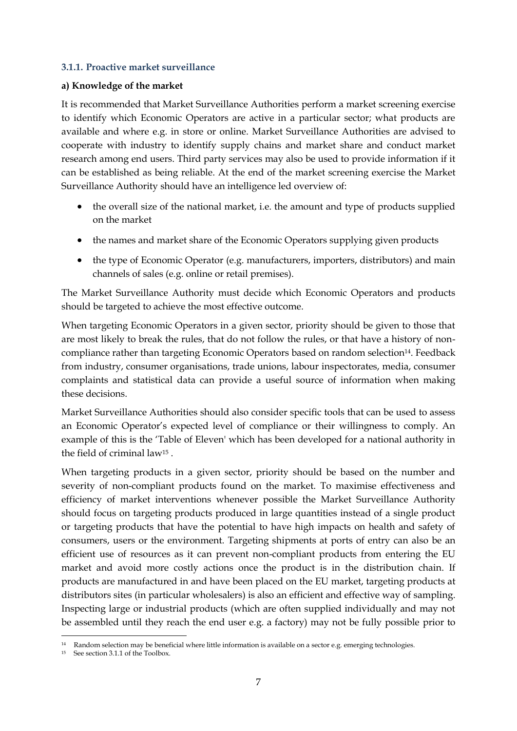### 3.1.1. Proactive market surveillance

**a) Knowledge of the market**

It is recommended that Market Surveillance Authorities perform a market screening exercise to identify which Economic Operators are active in a particular sector; what products are available and where e.g. in store or online. Market Surveillance Authorities are advised to cooperate with industry to identify supply chains and market share and conduct market research among end users. Third party services may also be used to provide information if it can be established as being reliable. At the end of the market screening exercise the Market Surveillance Authority should have an intelligence led overview of:

- the overall size of the national market, i.e. the amount and type of products supplied on the market
- the names and market share of the Economic Operators supplying given products
- the type of Economic Operator (e.g. manufacturers, importers, distributors) and main channels of sales (e.g. online or retail premises).

The Market Surveillance Authority must decide which Economic Operators and products should be targeted to achieve the most effective outcome.

When targeting Economic Operators in a given sector, priority should be given to those that are most likely to break the rules, that do not follow the rules, or that have a history of non-compliance rather than targeting Economic Operators based on random selection[14]. Feedback from industry, consumer organisations, trade unions, labour inspectorates, media, consumer complaints and statistical data can provide a useful source of information when making these decisions.

Market Surveillance Authorities should also consider specific tools that can be used to assess an Economic Operator's expected level of compliance or their willingness to comply. An example of this is the 'Table of Eleven' which has been developed for a national authority in the field of criminal law[15] .

When targeting products in a given sector, priority should be based on the number and severity of non-compliant products found on the market. To maximise effectiveness and efficiency of market interventions whenever possible the Market Surveillance Authority should focus on targeting products produced in large quantities instead of a single product or targeting products that have the potential to have high impacts on health and safety of consumers, users or the environment. Targeting shipments at ports of entry can also be an efficient use of resources as it can prevent non-compliant products from entering the EU market and avoid more costly actions once the product is in the distribution chain. If products are manufactured in and have been placed on the EU market, targeting products at distributors sites (in particular wholesalers) is also an efficient and effective way of sampling. Inspecting large or industrial products (which are often supplied individually and may not be assembled until they reach the end user e.g. a factory) may not be fully possible prior to

[14] Random selection may be beneficial where little information is available on a sector e.g. emerging technologies.

[15] See section 3.1.1 of the Toolbox.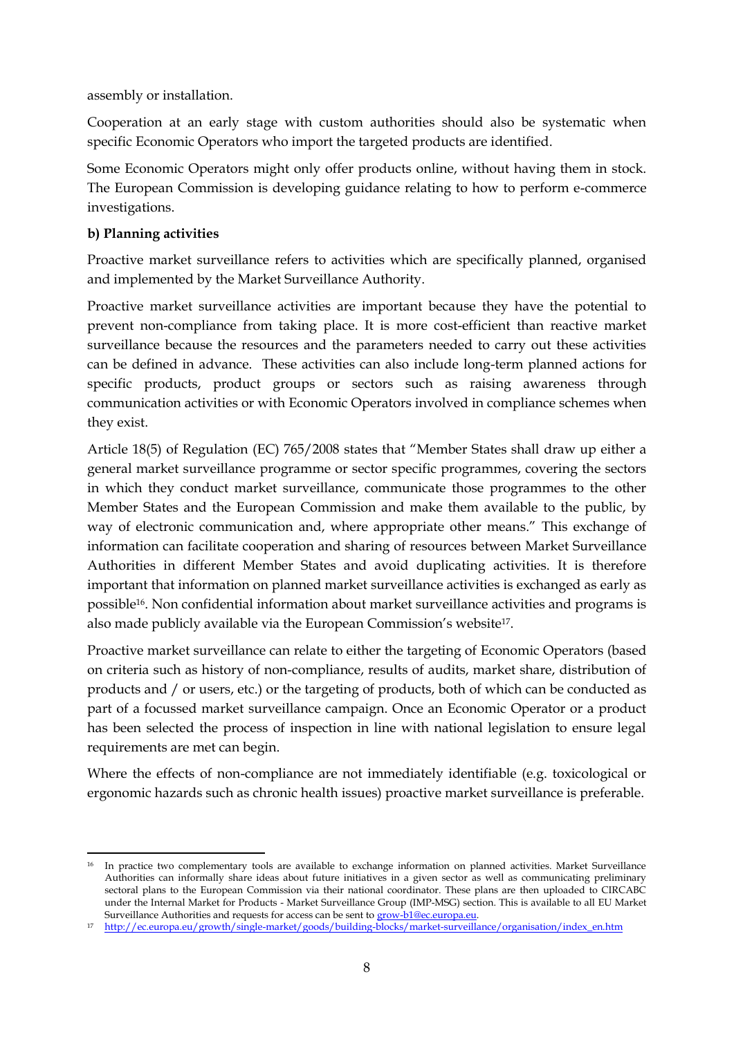assembly or installation.

Cooperation at an early stage with custom authorities should also be systematic when specific Economic Operators who import the targeted products are identified.

Some Economic Operators might only offer products online, without having them in stock. The European Commission is developing guidance relating to how to perform e-commerce investigations.

**b) Planning activities**

Proactive market surveillance refers to activities which are specifically planned, organised and implemented by the Market Surveillance Authority.

Proactive market surveillance activities are important because they have the potential to prevent non-compliance from taking place. It is more cost-efficient than reactive market surveillance because the resources and the parameters needed to carry out these activities can be defined in advance. These activities can also include long-term planned actions for specific products, product groups or sectors such as raising awareness through communication activities or with Economic Operators involved in compliance schemes when they exist.

Article 18(5) of Regulation (EC) 765/2008 states that "Member States shall draw up either a general market surveillance programme or sector specific programmes, covering the sectors in which they conduct market surveillance, communicate those programmes to the other Member States and the European Commission and make them available to the public, by way of electronic communication and, where appropriate other means." This exchange of information can facilitate cooperation and sharing of resources between Market Surveillance Authorities in different Member States and avoid duplicating activities. It is therefore important that information on planned market surveillance activities is exchanged as early as possible[16]. Non confidential information about market surveillance activities and programs is also made publicly available via the European Commission's website[17].

Proactive market surveillance can relate to either the targeting of Economic Operators (based on criteria such as history of non-compliance, results of audits, market share, distribution of products and / or users, etc.) or the targeting of products, both of which can be conducted as part of a focussed market surveillance campaign. Once an Economic Operator or a product has been selected the process of inspection in line with national legislation to ensure legal requirements are met can begin.

Where the effects of non-compliance are not immediately identifiable (e.g. toxicological or ergonomic hazards such as chronic health issues) proactive market surveillance is preferable.

---

[16] In practice two complementary tools are available to exchange information on planned activities. Market Surveillance Authorities can informally share ideas about future initiatives in a given sector as well as communicating preliminary sectoral plans to the European Commission via their national coordinator. These plans are then uploaded to CIRCABC under the Internal Market for Products - Market Surveillance Group (IMP-MSG) section. This is available to all EU Market Surveillance Authorities and requests for access can be sent to grow-b1@ec.europa.eu.

[17] http://ec.europa.eu/growth/single-market/goods/building-blocks/market-surveillance/organisation/index_en.htm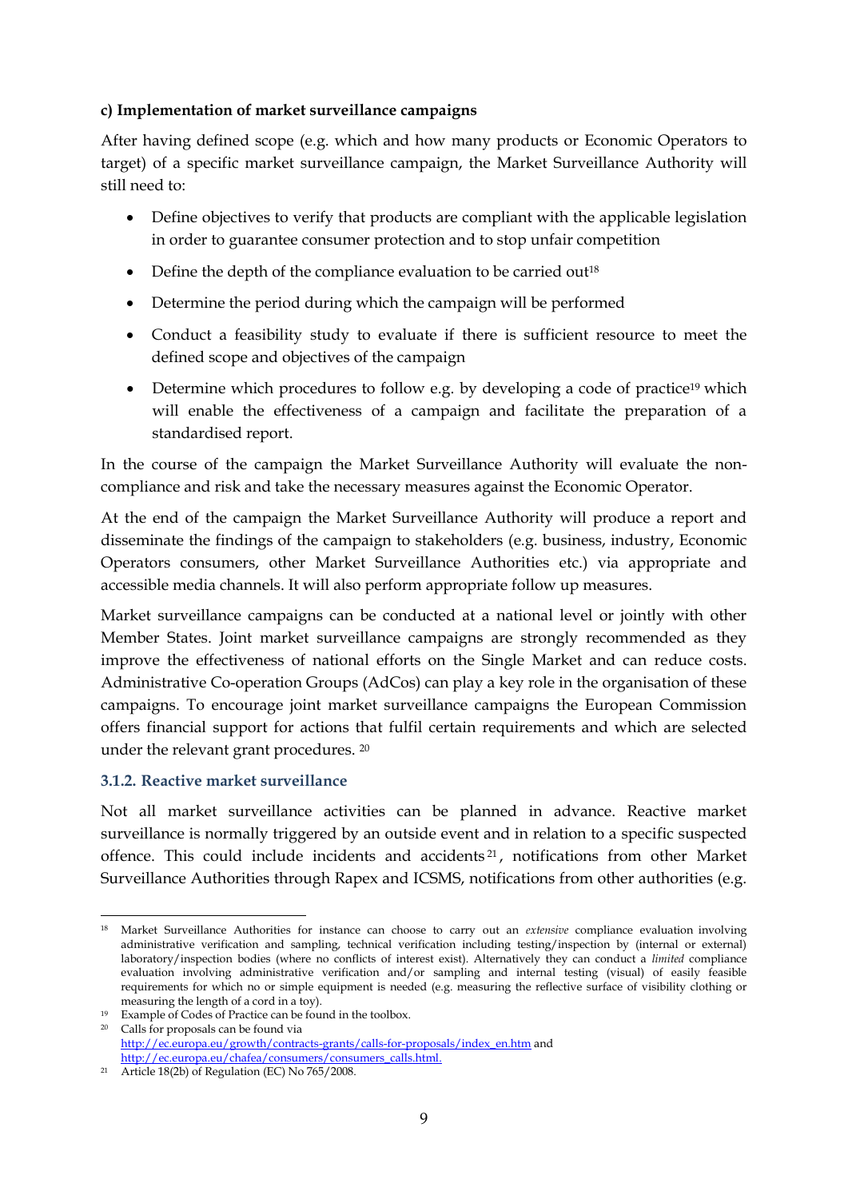**c) Implementation of market surveillance campaigns**

After having defined scope (e.g. which and how many products or Economic Operators to target) of a specific market surveillance campaign, the Market Surveillance Authority will still need to:

- Define objectives to verify that products are compliant with the applicable legislation in order to guarantee consumer protection and to stop unfair competition
- Define the depth of the compliance evaluation to be carried out[18]
- Determine the period during which the campaign will be performed
- Conduct a feasibility study to evaluate if there is sufficient resource to meet the defined scope and objectives of the campaign
- Determine which procedures to follow e.g. by developing a code of practice[19] which will enable the effectiveness of a campaign and facilitate the preparation of a standardised report.

In the course of the campaign the Market Surveillance Authority will evaluate the non-compliance and risk and take the necessary measures against the Economic Operator.

At the end of the campaign the Market Surveillance Authority will produce a report and disseminate the findings of the campaign to stakeholders (e.g. business, industry, Economic Operators consumers, other Market Surveillance Authorities etc.) via appropriate and accessible media channels. It will also perform appropriate follow up measures.

Market surveillance campaigns can be conducted at a national level or jointly with other Member States. Joint market surveillance campaigns are strongly recommended as they improve the effectiveness of national efforts on the Single Market and can reduce costs. Administrative Co-operation Groups (AdCos) can play a key role in the organisation of these campaigns. To encourage joint market surveillance campaigns the European Commission offers financial support for actions that fulfil certain requirements and which are selected under the relevant grant procedures. [20]

### 3.1.2. Reactive market surveillance

Not all market surveillance activities can be planned in advance. Reactive market surveillance is normally triggered by an outside event and in relation to a specific suspected offence. This could include incidents and accidents[21], notifications from other Market Surveillance Authorities through Rapex and ICSMS, notifications from other authorities (e.g.

---

[18] Market Surveillance Authorities for instance can choose to carry out an *extensive* compliance evaluation involving administrative verification and sampling, technical verification including testing/inspection by (internal or external) laboratory/inspection bodies (where no conflicts of interest exist). Alternatively they can conduct a *limited* compliance evaluation involving administrative verification and/or sampling and internal testing (visual) of easily feasible requirements for which no or simple equipment is needed (e.g. measuring the reflective surface of visibility clothing or measuring the length of a cord in a toy).

[19] Example of Codes of Practice can be found in the toolbox.

[20] Calls for proposals can be found via http://ec.europa.eu/growth/contracts-grants/calls-for-proposals/index_en.htm and http://ec.europa.eu/chafea/consumers/consumers_calls.html.

[21] Article 18(2b) of Regulation (EC) No 765/2008.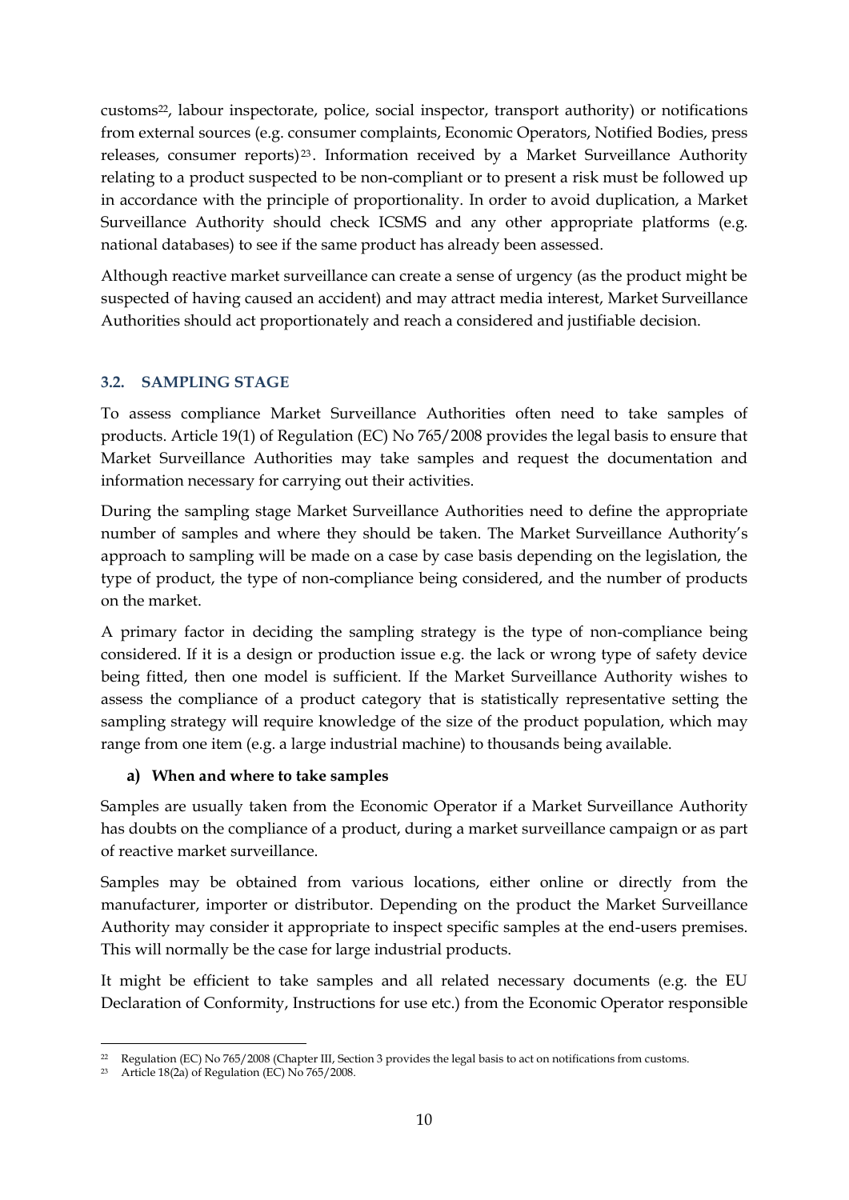customs[22], labour inspectorate, police, social inspector, transport authority) or notifications from external sources (e.g. consumer complaints, Economic Operators, Notified Bodies, press releases, consumer reports)[23]. Information received by a Market Surveillance Authority relating to a product suspected to be non-compliant or to present a risk must be followed up in accordance with the principle of proportionality. In order to avoid duplication, a Market Surveillance Authority should check ICSMS and any other appropriate platforms (e.g. national databases) to see if the same product has already been assessed.

Although reactive market surveillance can create a sense of urgency (as the product might be suspected of having caused an accident) and may attract media interest, Market Surveillance Authorities should act proportionately and reach a considered and justifiable decision.

### 3.2. SAMPLING STAGE

To assess compliance Market Surveillance Authorities often need to take samples of products. Article 19(1) of Regulation (EC) No 765/2008 provides the legal basis to ensure that Market Surveillance Authorities may take samples and request the documentation and information necessary for carrying out their activities.

During the sampling stage Market Surveillance Authorities need to define the appropriate number of samples and where they should be taken. The Market Surveillance Authority's approach to sampling will be made on a case by case basis depending on the legislation, the type of product, the type of non-compliance being considered, and the number of products on the market.

A primary factor in deciding the sampling strategy is the type of non-compliance being considered. If it is a design or production issue e.g. the lack or wrong type of safety device being fitted, then one model is sufficient. If the Market Surveillance Authority wishes to assess the compliance of a product category that is statistically representative setting the sampling strategy will require knowledge of the size of the product population, which may range from one item (e.g. a large industrial machine) to thousands being available.

#### a) When and where to take samples

Samples are usually taken from the Economic Operator if a Market Surveillance Authority has doubts on the compliance of a product, during a market surveillance campaign or as part of reactive market surveillance.

Samples may be obtained from various locations, either online or directly from the manufacturer, importer or distributor. Depending on the product the Market Surveillance Authority may consider it appropriate to inspect specific samples at the end-users premises. This will normally be the case for large industrial products.

It might be efficient to take samples and all related necessary documents (e.g. the EU Declaration of Conformity, Instructions for use etc.) from the Economic Operator responsible

[22] Regulation (EC) No 765/2008 (Chapter III, Section 3 provides the legal basis to act on notifications from customs.

[23] Article 18(2a) of Regulation (EC) No 765/2008.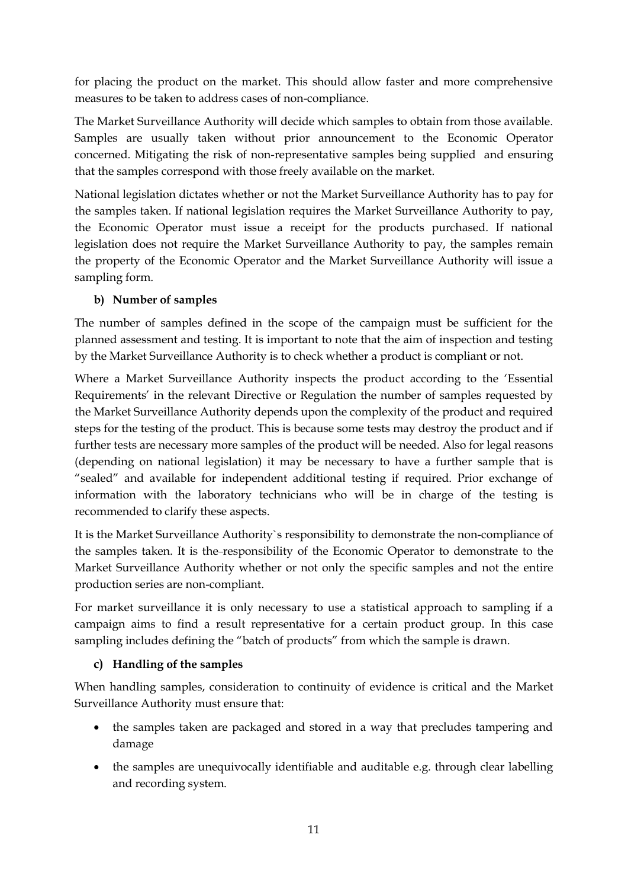for placing the product on the market. This should allow faster and more comprehensive measures to be taken to address cases of non-compliance.

The Market Surveillance Authority will decide which samples to obtain from those available. Samples are usually taken without prior announcement to the Economic Operator concerned. Mitigating the risk of non-representative samples being supplied and ensuring that the samples correspond with those freely available on the market.

National legislation dictates whether or not the Market Surveillance Authority has to pay for the samples taken. If national legislation requires the Market Surveillance Authority to pay, the Economic Operator must issue a receipt for the products purchased. If national legislation does not require the Market Surveillance Authority to pay, the samples remain the property of the Economic Operator and the Market Surveillance Authority will issue a sampling form.

**b) Number of samples**

The number of samples defined in the scope of the campaign must be sufficient for the planned assessment and testing. It is important to note that the aim of inspection and testing by the Market Surveillance Authority is to check whether a product is compliant or not.

Where a Market Surveillance Authority inspects the product according to the 'Essential Requirements' in the relevant Directive or Regulation the number of samples requested by the Market Surveillance Authority depends upon the complexity of the product and required steps for the testing of the product. This is because some tests may destroy the product and if further tests are necessary more samples of the product will be needed. Also for legal reasons (depending on national legislation) it may be necessary to have a further sample that is "sealed" and available for independent additional testing if required. Prior exchange of information with the laboratory technicians who will be in charge of the testing is recommended to clarify these aspects.

It is the Market Surveillance Authority`s responsibility to demonstrate the non-compliance of the samples taken. It is the responsibility of the Economic Operator to demonstrate to the Market Surveillance Authority whether or not only the specific samples and not the entire production series are non-compliant.

For market surveillance it is only necessary to use a statistical approach to sampling if a campaign aims to find a result representative for a certain product group. In this case sampling includes defining the "batch of products" from which the sample is drawn.

**c) Handling of the samples**

When handling samples, consideration to continuity of evidence is critical and the Market Surveillance Authority must ensure that:

- the samples taken are packaged and stored in a way that precludes tampering and damage
- the samples are unequivocally identifiable and auditable e.g. through clear labelling and recording system.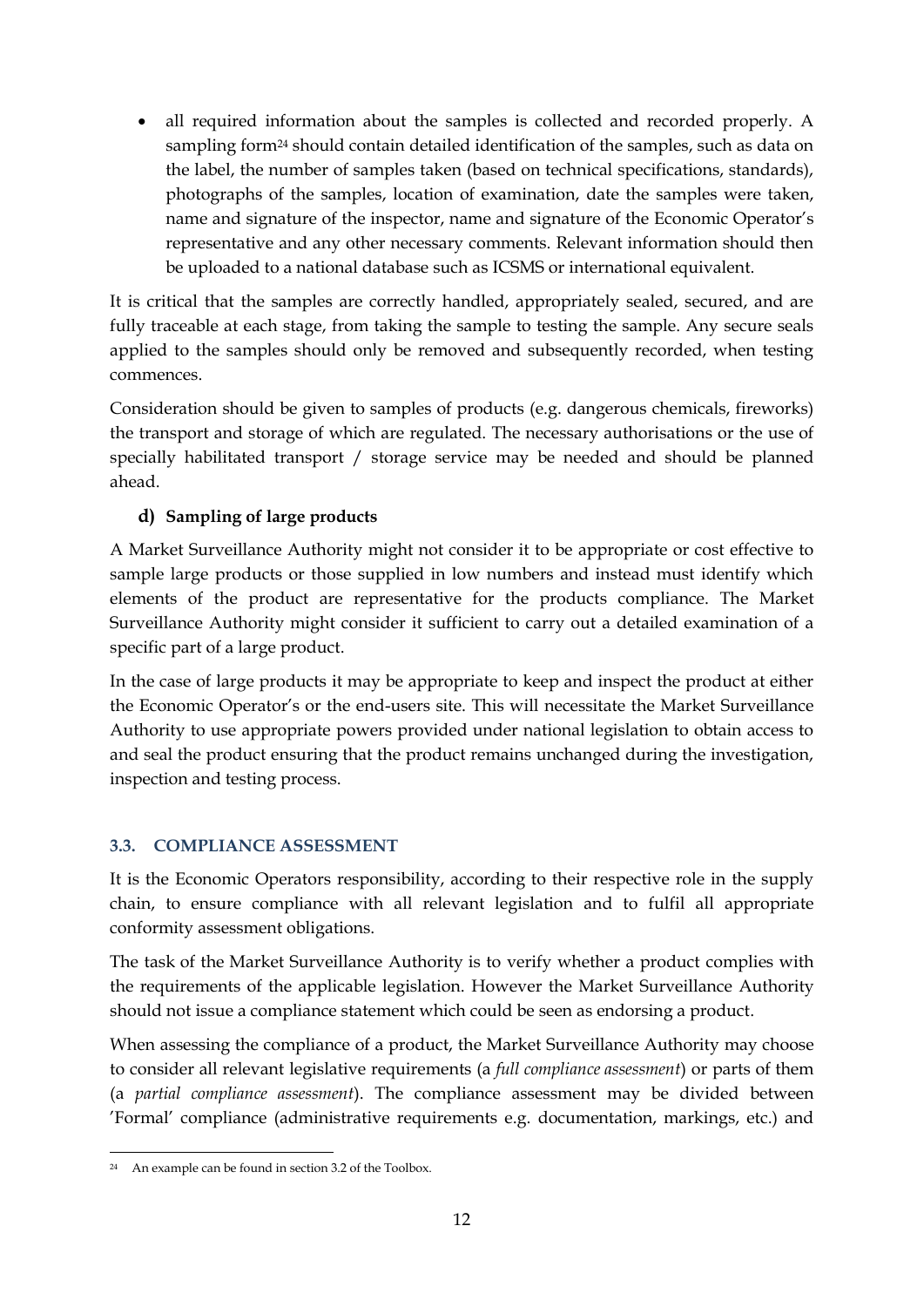- all required information about the samples is collected and recorded properly. A sampling form[24] should contain detailed identification of the samples, such as data on the label, the number of samples taken (based on technical specifications, standards), photographs of the samples, location of examination, date the samples were taken, name and signature of the inspector, name and signature of the Economic Operator's representative and any other necessary comments. Relevant information should then be uploaded to a national database such as ICSMS or international equivalent.

It is critical that the samples are correctly handled, appropriately sealed, secured, and are fully traceable at each stage, from taking the sample to testing the sample. Any secure seals applied to the samples should only be removed and subsequently recorded, when testing commences.

Consideration should be given to samples of products (e.g. dangerous chemicals, fireworks) the transport and storage of which are regulated. The necessary authorisations or the use of specially habilitated transport / storage service may be needed and should be planned ahead.

#### d) Sampling of large products

A Market Surveillance Authority might not consider it to be appropriate or cost effective to sample large products or those supplied in low numbers and instead must identify which elements of the product are representative for the products compliance. The Market Surveillance Authority might consider it sufficient to carry out a detailed examination of a specific part of a large product.

In the case of large products it may be appropriate to keep and inspect the product at either the Economic Operator's or the end-users site. This will necessitate the Market Surveillance Authority to use appropriate powers provided under national legislation to obtain access to and seal the product ensuring that the product remains unchanged during the investigation, inspection and testing process.

### 3.3. COMPLIANCE ASSESSMENT

It is the Economic Operators responsibility, according to their respective role in the supply chain, to ensure compliance with all relevant legislation and to fulfil all appropriate conformity assessment obligations.

The task of the Market Surveillance Authority is to verify whether a product complies with the requirements of the applicable legislation. However the Market Surveillance Authority should not issue a compliance statement which could be seen as endorsing a product.

When assessing the compliance of a product, the Market Surveillance Authority may choose to consider all relevant legislative requirements (a *full compliance assessment*) or parts of them (a *partial compliance assessment*). The compliance assessment may be divided between 'Formal' compliance (administrative requirements e.g. documentation, markings, etc.) and

[24] An example can be found in section 3.2 of the Toolbox.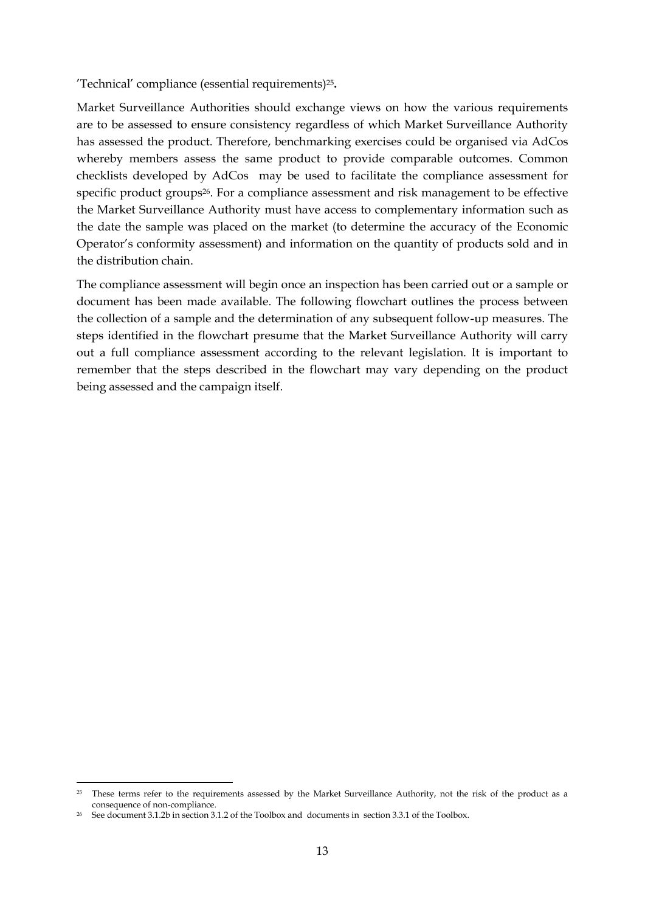'Technical' compliance (essential requirements)[25]**.**

Market Surveillance Authorities should exchange views on how the various requirements are to be assessed to ensure consistency regardless of which Market Surveillance Authority has assessed the product. Therefore, benchmarking exercises could be organised via AdCos whereby members assess the same product to provide comparable outcomes. Common checklists developed by AdCos may be used to facilitate the compliance assessment for specific product groups[26]. For a compliance assessment and risk management to be effective the Market Surveillance Authority must have access to complementary information such as the date the sample was placed on the market (to determine the accuracy of the Economic Operator's conformity assessment) and information on the quantity of products sold and in the distribution chain.

The compliance assessment will begin once an inspection has been carried out or a sample or document has been made available. The following flowchart outlines the process between the collection of a sample and the determination of any subsequent follow-up measures. The steps identified in the flowchart presume that the Market Surveillance Authority will carry out a full compliance assessment according to the relevant legislation. It is important to remember that the steps described in the flowchart may vary depending on the product being assessed and the campaign itself.

---

[25] These terms refer to the requirements assessed by the Market Surveillance Authority, not the risk of the product as a consequence of non-compliance.

[26] See document 3.1.2b in section 3.1.2 of the Toolbox and documents in section 3.3.1 of the Toolbox.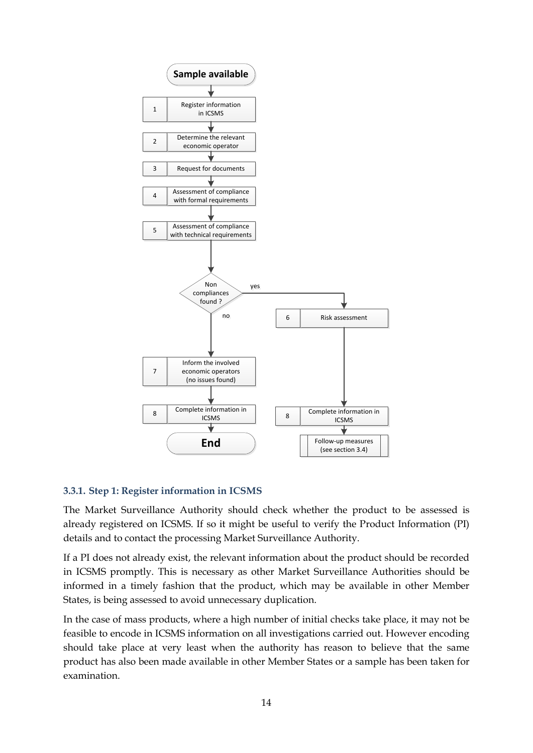Sample available

| Step | Action |
|---|---|
| 1 | Register information in ICSMS |
| 2 | Determine the relevant economic operator |
| 3 | Request for documents |
| 4 | Assessment of compliance with formal requirements |
| 5 | Assessment of compliance with technical requirements |

Non compliances found ?

- no:
  - 7 — Inform the involved economic operators (no issues found)
  - 8 — Complete information in ICSMS
  - End
- yes:
  - 6 — Risk assessment
  - 8 — Complete information in ICSMS
  - Follow-up measures (see section 3.4)

### 3.3.1. Step 1: Register information in ICSMS

The Market Surveillance Authority should check whether the product to be assessed is already registered on ICSMS. If so it might be useful to verify the Product Information (PI) details and to contact the processing Market Surveillance Authority.

If a PI does not already exist, the relevant information about the product should be recorded in ICSMS promptly. This is necessary as other Market Surveillance Authorities should be informed in a timely fashion that the product, which may be available in other Member States, is being assessed to avoid unnecessary duplication.

In the case of mass products, where a high number of initial checks take place, it may not be feasible to encode in ICSMS information on all investigations carried out. However encoding should take place at very least when the authority has reason to believe that the same product has also been made available in other Member States or a sample has been taken for examination.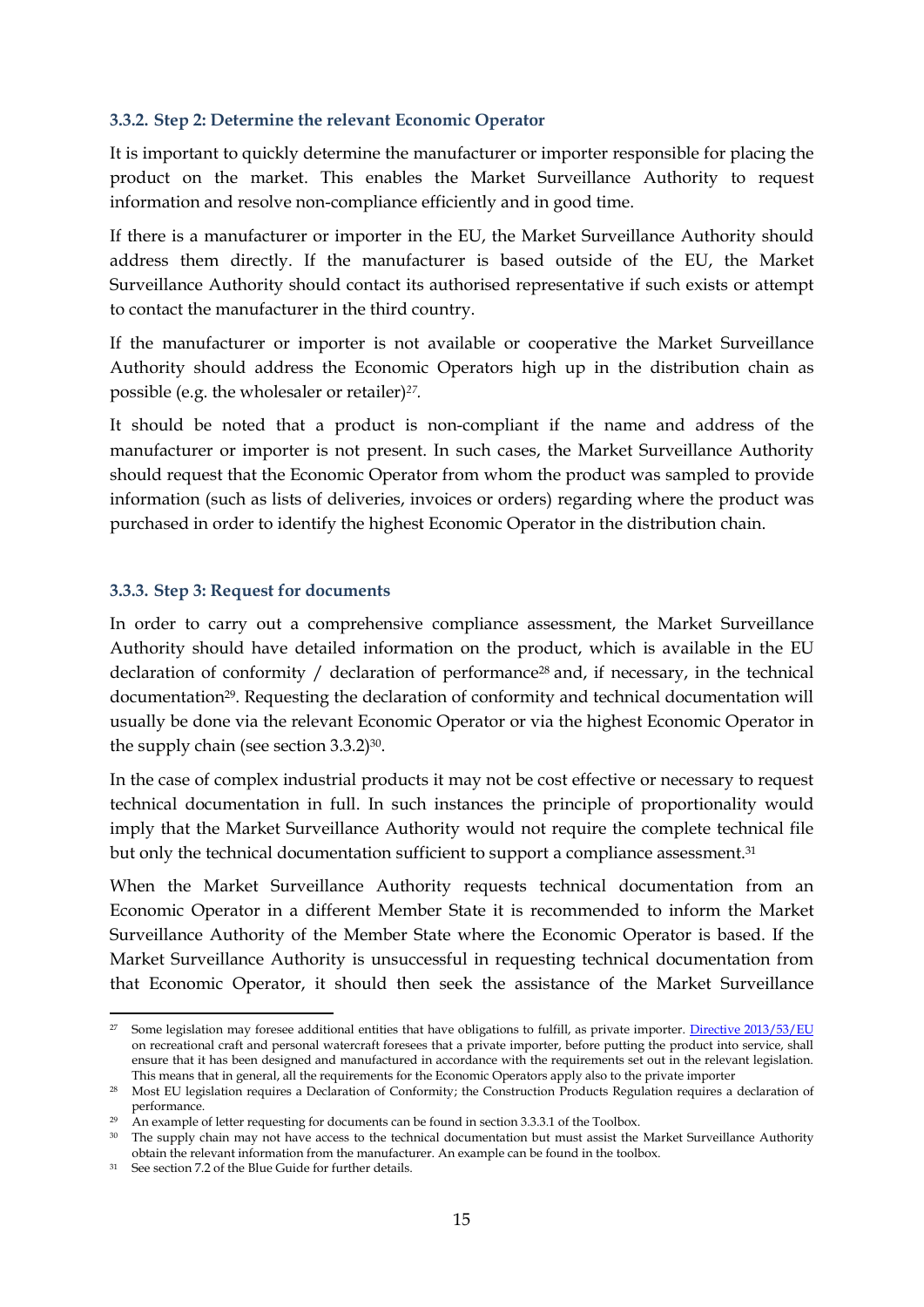### 3.3.2. Step 2: Determine the relevant Economic Operator

It is important to quickly determine the manufacturer or importer responsible for placing the product on the market. This enables the Market Surveillance Authority to request information and resolve non-compliance efficiently and in good time.

If there is a manufacturer or importer in the EU, the Market Surveillance Authority should address them directly. If the manufacturer is based outside of the EU, the Market Surveillance Authority should contact its authorised representative if such exists or attempt to contact the manufacturer in the third country.

If the manufacturer or importer is not available or cooperative the Market Surveillance Authority should address the Economic Operators high up in the distribution chain as possible (e.g. the wholesaler or retailer)[27].

It should be noted that a product is non-compliant if the name and address of the manufacturer or importer is not present. In such cases, the Market Surveillance Authority should request that the Economic Operator from whom the product was sampled to provide information (such as lists of deliveries, invoices or orders) regarding where the product was purchased in order to identify the highest Economic Operator in the distribution chain.

### 3.3.3. Step 3: Request for documents

In order to carry out a comprehensive compliance assessment, the Market Surveillance Authority should have detailed information on the product, which is available in the EU declaration of conformity / declaration of performance[28] and, if necessary, in the technical documentation[29]. Requesting the declaration of conformity and technical documentation will usually be done via the relevant Economic Operator or via the highest Economic Operator in the supply chain (see section 3.3.2)[30].

In the case of complex industrial products it may not be cost effective or necessary to request technical documentation in full. In such instances the principle of proportionality would imply that the Market Surveillance Authority would not require the complete technical file but only the technical documentation sufficient to support a compliance assessment.[31]

When the Market Surveillance Authority requests technical documentation from an Economic Operator in a different Member State it is recommended to inform the Market Surveillance Authority of the Member State where the Economic Operator is based. If the Market Surveillance Authority is unsuccessful in requesting technical documentation from that Economic Operator, it should then seek the assistance of the Market Surveillance

---

[27] Some legislation may foresee additional entities that have obligations to fulfill, as private importer. Directive 2013/53/EU on recreational craft and personal watercraft foresees that a private importer, before putting the product into service, shall ensure that it has been designed and manufactured in accordance with the requirements set out in the relevant legislation. This means that in general, all the requirements for the Economic Operators apply also to the private importer

[28] Most EU legislation requires a Declaration of Conformity; the Construction Products Regulation requires a declaration of performance.

[29] An example of letter requesting for documents can be found in section 3.3.3.1 of the Toolbox.

[30] The supply chain may not have access to the technical documentation but must assist the Market Surveillance Authority obtain the relevant information from the manufacturer. An example can be found in the toolbox.

[31] See section 7.2 of the Blue Guide for further details.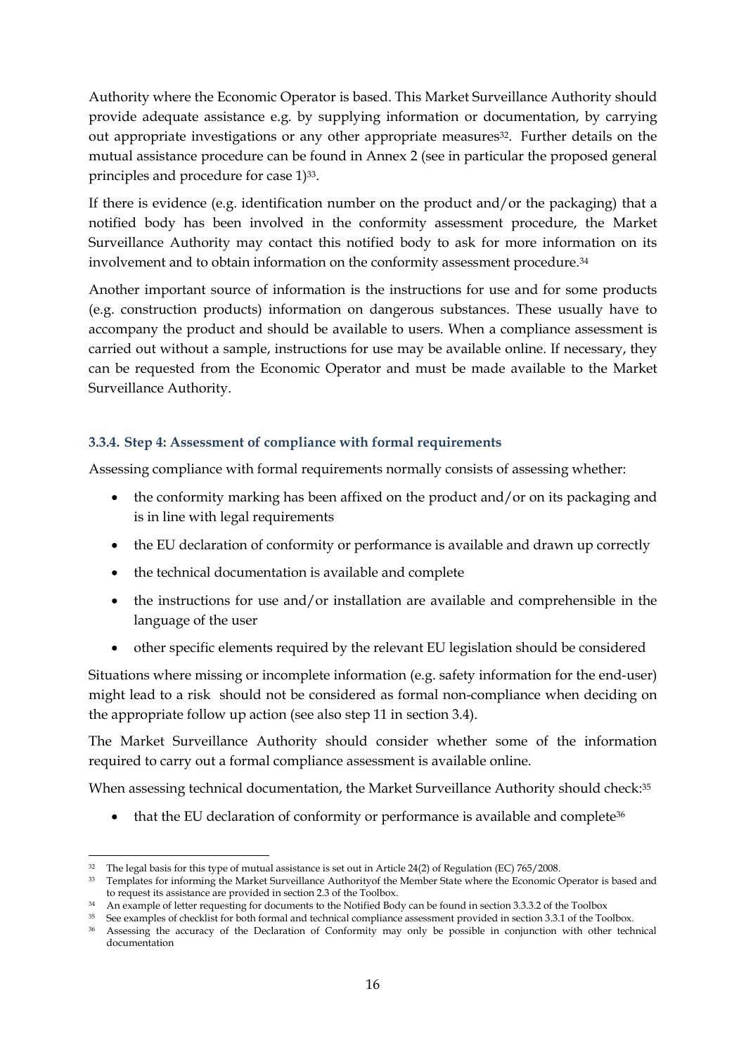Authority where the Economic Operator is based. This Market Surveillance Authority should provide adequate assistance e.g. by supplying information or documentation, by carrying out appropriate investigations or any other appropriate measures[32]. Further details on the mutual assistance procedure can be found in Annex 2 (see in particular the proposed general principles and procedure for case 1)[33].

If there is evidence (e.g. identification number on the product and/or the packaging) that a notified body has been involved in the conformity assessment procedure, the Market Surveillance Authority may contact this notified body to ask for more information on its involvement and to obtain information on the conformity assessment procedure.[34]

Another important source of information is the instructions for use and for some products (e.g. construction products) information on dangerous substances. These usually have to accompany the product and should be available to users. When a compliance assessment is carried out without a sample, instructions for use may be available online. If necessary, they can be requested from the Economic Operator and must be made available to the Market Surveillance Authority.

### 3.3.4. Step 4: Assessment of compliance with formal requirements

Assessing compliance with formal requirements normally consists of assessing whether:

- the conformity marking has been affixed on the product and/or on its packaging and is in line with legal requirements
- the EU declaration of conformity or performance is available and drawn up correctly
- the technical documentation is available and complete
- the instructions for use and/or installation are available and comprehensible in the language of the user
- other specific elements required by the relevant EU legislation should be considered

Situations where missing or incomplete information (e.g. safety information for the end-user) might lead to a risk should not be considered as formal non-compliance when deciding on the appropriate follow up action (see also step 11 in section 3.4).

The Market Surveillance Authority should consider whether some of the information required to carry out a formal compliance assessment is available online.

When assessing technical documentation, the Market Surveillance Authority should check:[35]

- that the EU declaration of conformity or performance is available and complete[36]

---

[32] The legal basis for this type of mutual assistance is set out in Article 24(2) of Regulation (EC) 765/2008.

[33] Templates for informing the Market Surveillance Authorityof the Member State where the Economic Operator is based and to request its assistance are provided in section 2.3 of the Toolbox.

[34] An example of letter requesting for documents to the Notified Body can be found in section 3.3.3.2 of the Toolbox

[35] See examples of checklist for both formal and technical compliance assessment provided in section 3.3.1 of the Toolbox.

[36] Assessing the accuracy of the Declaration of Conformity may only be possible in conjunction with other technical documentation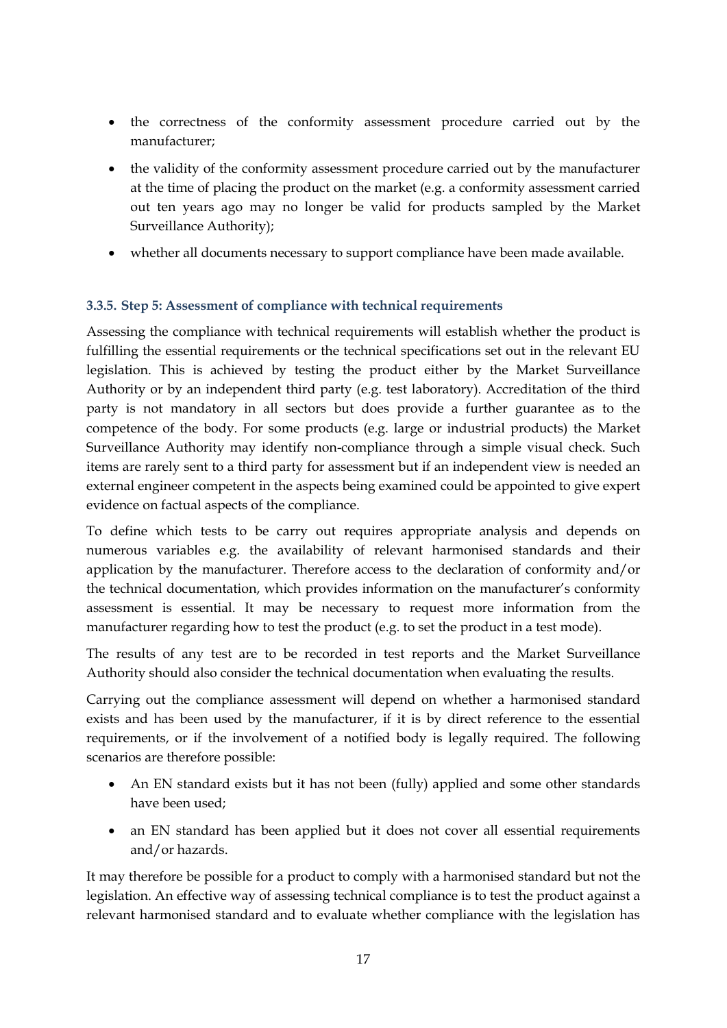- the correctness of the conformity assessment procedure carried out by the manufacturer;
- the validity of the conformity assessment procedure carried out by the manufacturer at the time of placing the product on the market (e.g. a conformity assessment carried out ten years ago may no longer be valid for products sampled by the Market Surveillance Authority);
- whether all documents necessary to support compliance have been made available.

### 3.3.5. Step 5: Assessment of compliance with technical requirements

Assessing the compliance with technical requirements will establish whether the product is fulfilling the essential requirements or the technical specifications set out in the relevant EU legislation. This is achieved by testing the product either by the Market Surveillance Authority or by an independent third party (e.g. test laboratory). Accreditation of the third party is not mandatory in all sectors but does provide a further guarantee as to the competence of the body. For some products (e.g. large or industrial products) the Market Surveillance Authority may identify non-compliance through a simple visual check. Such items are rarely sent to a third party for assessment but if an independent view is needed an external engineer competent in the aspects being examined could be appointed to give expert evidence on factual aspects of the compliance.

To define which tests to be carry out requires appropriate analysis and depends on numerous variables e.g. the availability of relevant harmonised standards and their application by the manufacturer. Therefore access to the declaration of conformity and/or the technical documentation, which provides information on the manufacturer's conformity assessment is essential. It may be necessary to request more information from the manufacturer regarding how to test the product (e.g. to set the product in a test mode).

The results of any test are to be recorded in test reports and the Market Surveillance Authority should also consider the technical documentation when evaluating the results.

Carrying out the compliance assessment will depend on whether a harmonised standard exists and has been used by the manufacturer, if it is by direct reference to the essential requirements, or if the involvement of a notified body is legally required. The following scenarios are therefore possible:

- An EN standard exists but it has not been (fully) applied and some other standards have been used;
- an EN standard has been applied but it does not cover all essential requirements and/or hazards.

It may therefore be possible for a product to comply with a harmonised standard but not the legislation. An effective way of assessing technical compliance is to test the product against a relevant harmonised standard and to evaluate whether compliance with the legislation has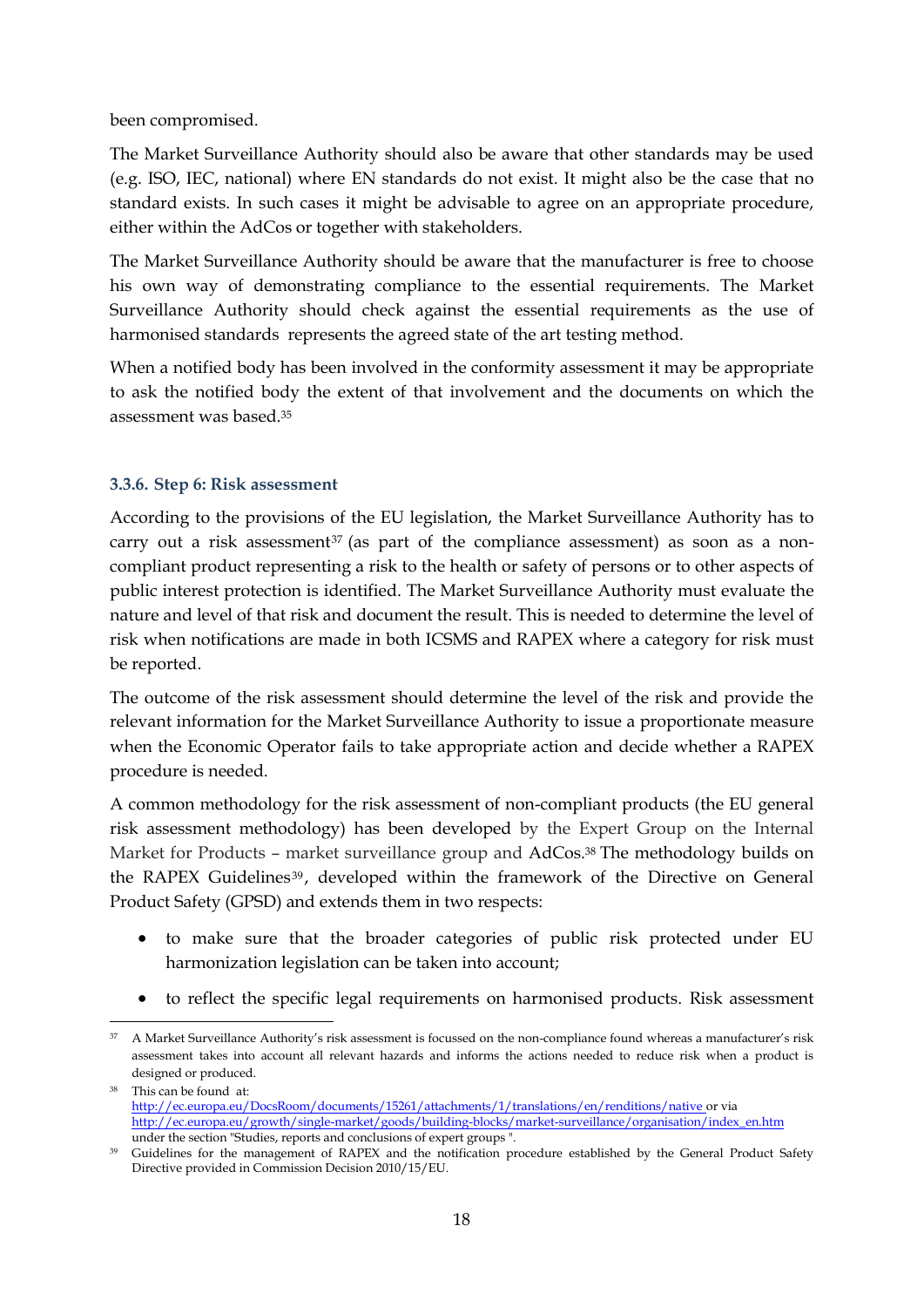been compromised.

The Market Surveillance Authority should also be aware that other standards may be used (e.g. ISO, IEC, national) where EN standards do not exist. It might also be the case that no standard exists. In such cases it might be advisable to agree on an appropriate procedure, either within the AdCos or together with stakeholders.

The Market Surveillance Authority should be aware that the manufacturer is free to choose his own way of demonstrating compliance to the essential requirements. The Market Surveillance Authority should check against the essential requirements as the use of harmonised standards represents the agreed state of the art testing method.

When a notified body has been involved in the conformity assessment it may be appropriate to ask the notified body the extent of that involvement and the documents on which the assessment was based.[35]

### 3.3.6. Step 6: Risk assessment

According to the provisions of the EU legislation, the Market Surveillance Authority has to carry out a risk assessment[37] (as part of the compliance assessment) as soon as a non-compliant product representing a risk to the health or safety of persons or to other aspects of public interest protection is identified. The Market Surveillance Authority must evaluate the nature and level of that risk and document the result. This is needed to determine the level of risk when notifications are made in both ICSMS and RAPEX where a category for risk must be reported.

The outcome of the risk assessment should determine the level of the risk and provide the relevant information for the Market Surveillance Authority to issue a proportionate measure when the Economic Operator fails to take appropriate action and decide whether a RAPEX procedure is needed.

A common methodology for the risk assessment of non-compliant products (the EU general risk assessment methodology) has been developed by the Expert Group on the Internal Market for Products – market surveillance group and AdCos.[38] The methodology builds on the RAPEX Guidelines[39], developed within the framework of the Directive on General Product Safety (GPSD) and extends them in two respects:

- to make sure that the broader categories of public risk protected under EU harmonization legislation can be taken into account;
- to reflect the specific legal requirements on harmonised products. Risk assessment

---

[37] A Market Surveillance Authority's risk assessment is focussed on the non-compliance found whereas a manufacturer's risk assessment takes into account all relevant hazards and informs the actions needed to reduce risk when a product is designed or produced.

[38] This can be found at: http://ec.europa.eu/DocsRoom/documents/15261/attachments/1/translations/en/renditions/native or via http://ec.europa.eu/growth/single-market/goods/building-blocks/market-surveillance/organisation/index_en.htm under the section "Studies, reports and conclusions of expert groups ".

[39] Guidelines for the management of RAPEX and the notification procedure established by the General Product Safety Directive provided in Commission Decision 2010/15/EU.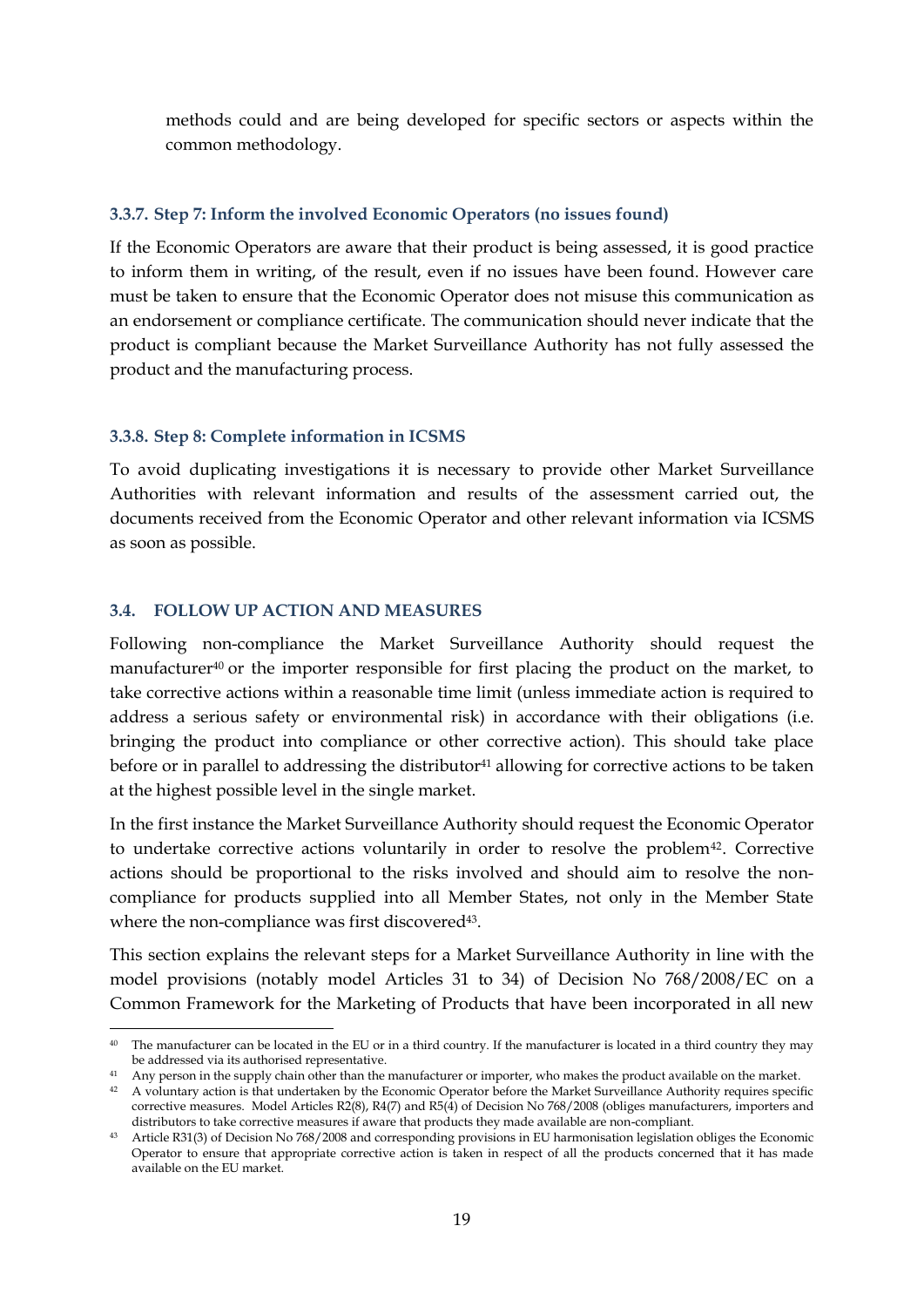methods could and are being developed for specific sectors or aspects within the common methodology.

#### 3.3.7. Step 7: Inform the involved Economic Operators (no issues found)

If the Economic Operators are aware that their product is being assessed, it is good practice to inform them in writing, of the result, even if no issues have been found. However care must be taken to ensure that the Economic Operator does not misuse this communication as an endorsement or compliance certificate. The communication should never indicate that the product is compliant because the Market Surveillance Authority has not fully assessed the product and the manufacturing process.

#### 3.3.8. Step 8: Complete information in ICSMS

To avoid duplicating investigations it is necessary to provide other Market Surveillance Authorities with relevant information and results of the assessment carried out, the documents received from the Economic Operator and other relevant information via ICSMS as soon as possible.

### 3.4. FOLLOW UP ACTION AND MEASURES

Following non-compliance the Market Surveillance Authority should request the manufacturer[40] or the importer responsible for first placing the product on the market, to take corrective actions within a reasonable time limit (unless immediate action is required to address a serious safety or environmental risk) in accordance with their obligations (i.e. bringing the product into compliance or other corrective action). This should take place before or in parallel to addressing the distributor[41] allowing for corrective actions to be taken at the highest possible level in the single market.

In the first instance the Market Surveillance Authority should request the Economic Operator to undertake corrective actions voluntarily in order to resolve the problem[42]. Corrective actions should be proportional to the risks involved and should aim to resolve the non-compliance for products supplied into all Member States, not only in the Member State where the non-compliance was first discovered[43].

This section explains the relevant steps for a Market Surveillance Authority in line with the model provisions (notably model Articles 31 to 34) of Decision No 768/2008/EC on a Common Framework for the Marketing of Products that have been incorporated in all new

---

[40] The manufacturer can be located in the EU or in a third country. If the manufacturer is located in a third country they may be addressed via its authorised representative.

[41] Any person in the supply chain other than the manufacturer or importer, who makes the product available on the market.

[42] A voluntary action is that undertaken by the Economic Operator before the Market Surveillance Authority requires specific corrective measures. Model Articles R2(8), R4(7) and R5(4) of Decision No 768/2008 (obliges manufacturers, importers and distributors to take corrective measures if aware that products they made available are non-compliant.

[43] Article R31(3) of Decision No 768/2008 and corresponding provisions in EU harmonisation legislation obliges the Economic Operator to ensure that appropriate corrective action is taken in respect of all the products concerned that it has made available on the EU market.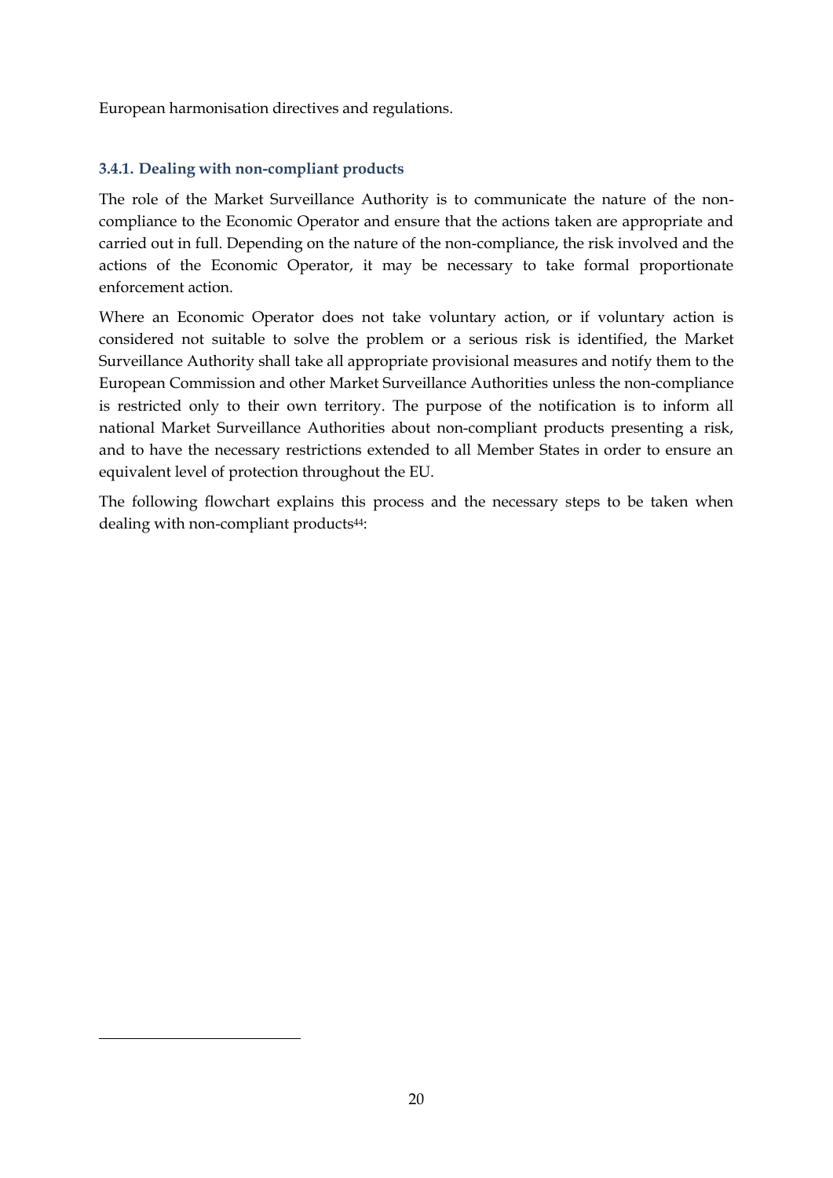European harmonisation directives and regulations.

### 3.4.1. Dealing with non-compliant products

The role of the Market Surveillance Authority is to communicate the nature of the non-compliance to the Economic Operator and ensure that the actions taken are appropriate and carried out in full. Depending on the nature of the non-compliance, the risk involved and the actions of the Economic Operator, it may be necessary to take formal proportionate enforcement action.

Where an Economic Operator does not take voluntary action, or if voluntary action is considered not suitable to solve the problem or a serious risk is identified, the Market Surveillance Authority shall take all appropriate provisional measures and notify them to the European Commission and other Market Surveillance Authorities unless the non-compliance is restricted only to their own territory. The purpose of the notification is to inform all national Market Surveillance Authorities about non-compliant products presenting a risk, and to have the necessary restrictions extended to all Member States in order to ensure an equivalent level of protection throughout the EU.

The following flowchart explains this process and the necessary steps to be taken when dealing with non-compliant products[44]: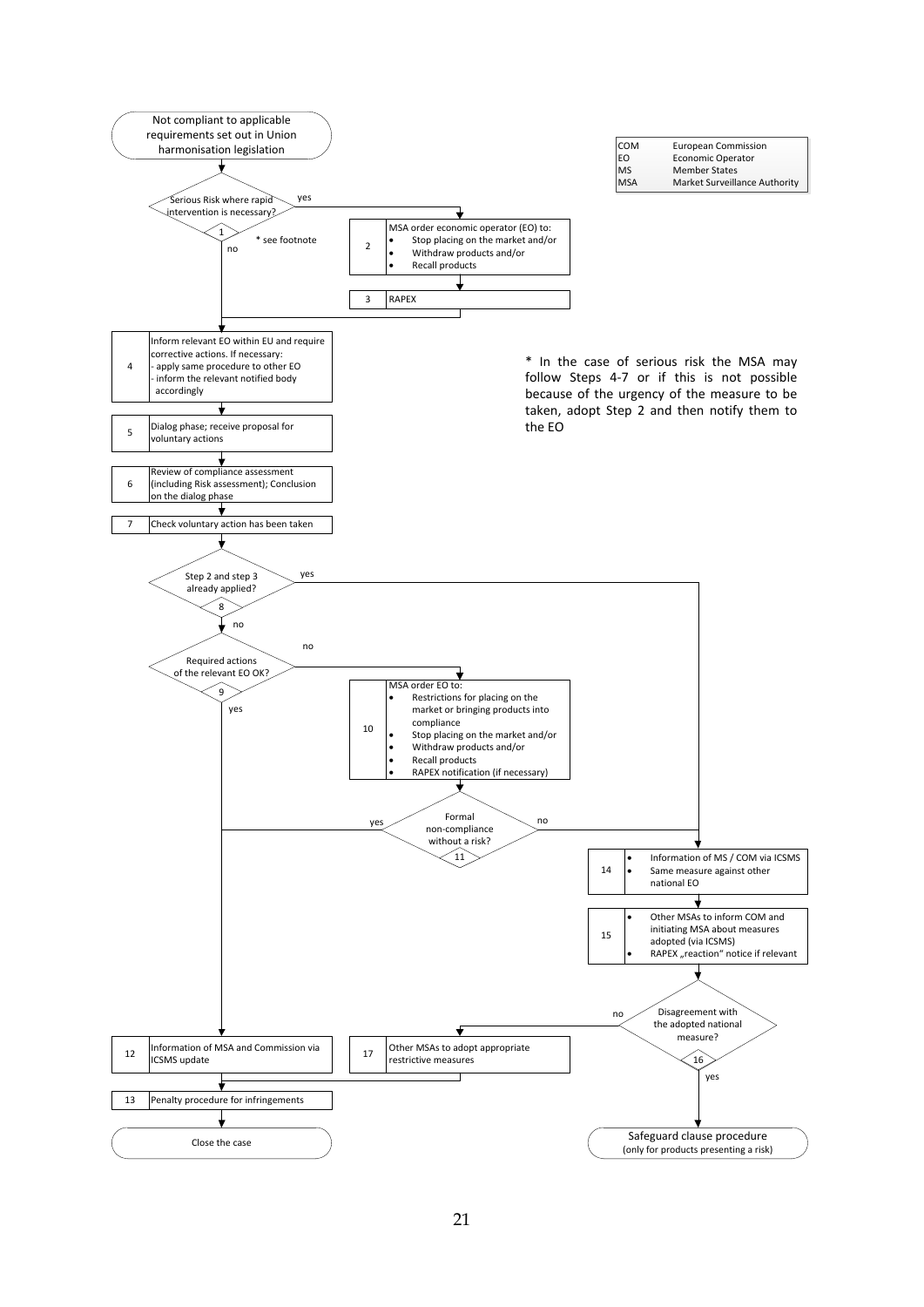| | |
|---|---|
| COM | European Commission |
| EO | Economic Operator |
| MS | Member States |
| MSA | Market Surveillance Authority |

**Start:** Not compliant to applicable requirements set out in Union harmonisation legislation

**1** – Serious Risk where rapid intervention is necessary? (* see footnote)
- yes → **2**
- no → **4**

**2** – MSA order economic operator (EO) to:
- Stop placing on the market and/or
- Withdraw products and/or
- Recall products

**3** – RAPEX

→ **4**

**4** – Inform relevant EO within EU and require corrective actions. If necessary:
- apply same procedure to other EO
- inform the relevant notified body accordingly

**5** – Dialog phase; receive proposal for voluntary actions

**6** – Review of compliance assessment (including Risk assessment); Conclusion on the dialog phase

**7** – Check voluntary action has been taken

**8** – Step 2 and step 3 already applied?
- yes → **14**
- no → **9**

**9** – Required actions of the relevant EO OK?
- yes → **12**
- no → **10**

**10** – MSA order EO to:
- Restrictions for placing on the market or bringing products into compliance
- Stop placing on the market and/or
- Withdraw products and/or
- Recall products
- RAPEX notification (if necessary)

**11** – Formal non-compliance without a risk?
- yes → **12**
- no → **14**

**14**
- Information of MS / COM via ICSMS
- Same measure against other national EO

**15**
- Other MSAs to inform COM and initiating MSA about measures adopted (via ICSMS)
- RAPEX „reaction" notice if relevant

**16** – Disagreement with the adopted national measure?
- no → **17**
- yes → Safeguard clause procedure (only for products presenting a risk)

**17** – Other MSAs to adopt appropriate restrictive measures → **13**

**12** – Information of MSA and Commission via ICSMS update

**13** – Penalty procedure for infringements

**End:** Close the case

\* In the case of serious risk the MSA may follow Steps 4-7 or if this is not possible because of the urgency of the measure to be taken, adopt Step 2 and then notify them to the EO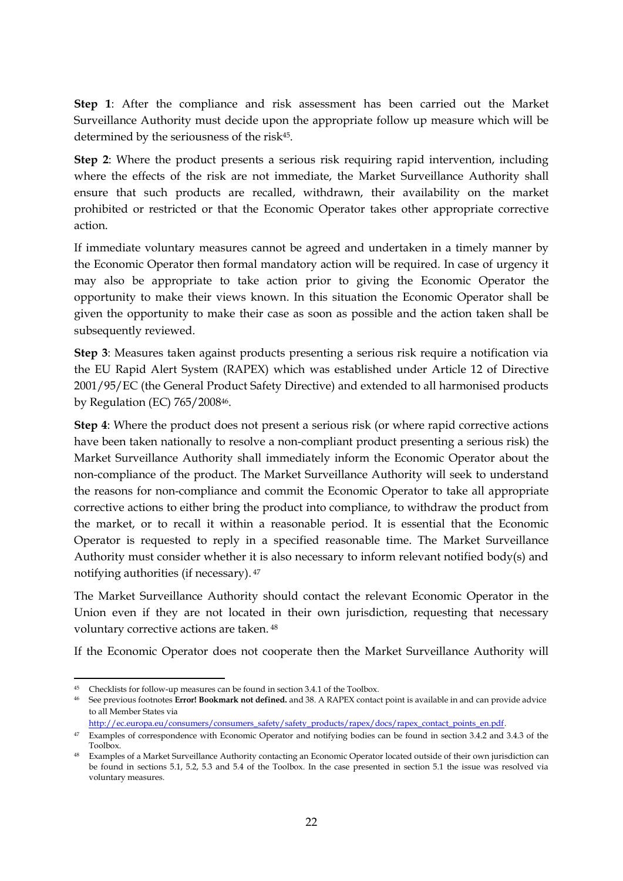**Step 1**: After the compliance and risk assessment has been carried out the Market Surveillance Authority must decide upon the appropriate follow up measure which will be determined by the seriousness of the risk[45].

**Step 2**: Where the product presents a serious risk requiring rapid intervention, including where the effects of the risk are not immediate, the Market Surveillance Authority shall ensure that such products are recalled, withdrawn, their availability on the market prohibited or restricted or that the Economic Operator takes other appropriate corrective action.

If immediate voluntary measures cannot be agreed and undertaken in a timely manner by the Economic Operator then formal mandatory action will be required. In case of urgency it may also be appropriate to take action prior to giving the Economic Operator the opportunity to make their views known. In this situation the Economic Operator shall be given the opportunity to make their case as soon as possible and the action taken shall be subsequently reviewed.

**Step 3**: Measures taken against products presenting a serious risk require a notification via the EU Rapid Alert System (RAPEX) which was established under Article 12 of Directive 2001/95/EC (the General Product Safety Directive) and extended to all harmonised products by Regulation (EC) 765/2008[46].

**Step 4**: Where the product does not present a serious risk (or where rapid corrective actions have been taken nationally to resolve a non-compliant product presenting a serious risk) the Market Surveillance Authority shall immediately inform the Economic Operator about the non-compliance of the product. The Market Surveillance Authority will seek to understand the reasons for non-compliance and commit the Economic Operator to take all appropriate corrective actions to either bring the product into compliance, to withdraw the product from the market, or to recall it within a reasonable period. It is essential that the Economic Operator is requested to reply in a specified reasonable time. The Market Surveillance Authority must consider whether it is also necessary to inform relevant notified body(s) and notifying authorities (if necessary).[47]

The Market Surveillance Authority should contact the relevant Economic Operator in the Union even if they are not located in their own jurisdiction, requesting that necessary voluntary corrective actions are taken.[48]

If the Economic Operator does not cooperate then the Market Surveillance Authority will

---

[45] Checklists for follow-up measures can be found in section 3.4.1 of the Toolbox.

[46] See previous footnotes **Error! Bookmark not defined.** and 38. A RAPEX contact point is available in and can provide advice to all Member States via http://ec.europa.eu/consumers/consumers_safety/safety_products/rapex/docs/rapex_contact_points_en.pdf.

[47] Examples of correspondence with Economic Operator and notifying bodies can be found in section 3.4.2 and 3.4.3 of the Toolbox.

[48] Examples of a Market Surveillance Authority contacting an Economic Operator located outside of their own jurisdiction can be found in sections 5.1, 5.2, 5.3 and 5.4 of the Toolbox. In the case presented in section 5.1 the issue was resolved via voluntary measures.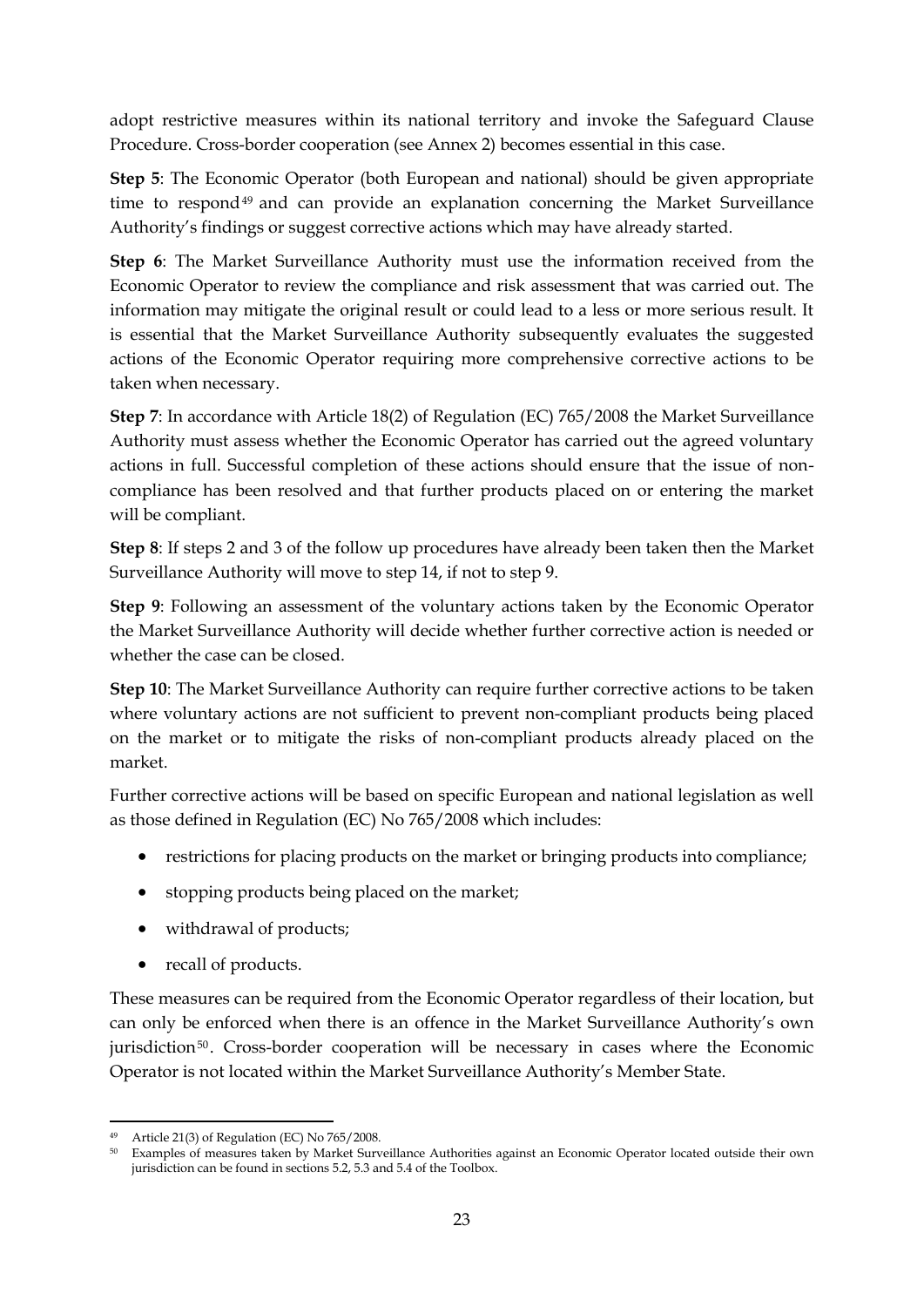adopt restrictive measures within its national territory and invoke the Safeguard Clause Procedure. Cross-border cooperation (see Annex 2) becomes essential in this case.

**Step 5**: The Economic Operator (both European and national) should be given appropriate time to respond[49] and can provide an explanation concerning the Market Surveillance Authority's findings or suggest corrective actions which may have already started.

**Step 6**: The Market Surveillance Authority must use the information received from the Economic Operator to review the compliance and risk assessment that was carried out. The information may mitigate the original result or could lead to a less or more serious result. It is essential that the Market Surveillance Authority subsequently evaluates the suggested actions of the Economic Operator requiring more comprehensive corrective actions to be taken when necessary.

**Step 7**: In accordance with Article 18(2) of Regulation (EC) 765/2008 the Market Surveillance Authority must assess whether the Economic Operator has carried out the agreed voluntary actions in full. Successful completion of these actions should ensure that the issue of non-compliance has been resolved and that further products placed on or entering the market will be compliant.

**Step 8**: If steps 2 and 3 of the follow up procedures have already been taken then the Market Surveillance Authority will move to step 14, if not to step 9.

**Step 9**: Following an assessment of the voluntary actions taken by the Economic Operator the Market Surveillance Authority will decide whether further corrective action is needed or whether the case can be closed.

**Step 10**: The Market Surveillance Authority can require further corrective actions to be taken where voluntary actions are not sufficient to prevent non-compliant products being placed on the market or to mitigate the risks of non-compliant products already placed on the market.

Further corrective actions will be based on specific European and national legislation as well as those defined in Regulation (EC) No 765/2008 which includes:

- restrictions for placing products on the market or bringing products into compliance;
- stopping products being placed on the market;
- withdrawal of products;
- recall of products.

These measures can be required from the Economic Operator regardless of their location, but can only be enforced when there is an offence in the Market Surveillance Authority's own jurisdiction[50]. Cross-border cooperation will be necessary in cases where the Economic Operator is not located within the Market Surveillance Authority's Member State.

[49] Article 21(3) of Regulation (EC) No 765/2008.

[50] Examples of measures taken by Market Surveillance Authorities against an Economic Operator located outside their own jurisdiction can be found in sections 5.2, 5.3 and 5.4 of the Toolbox.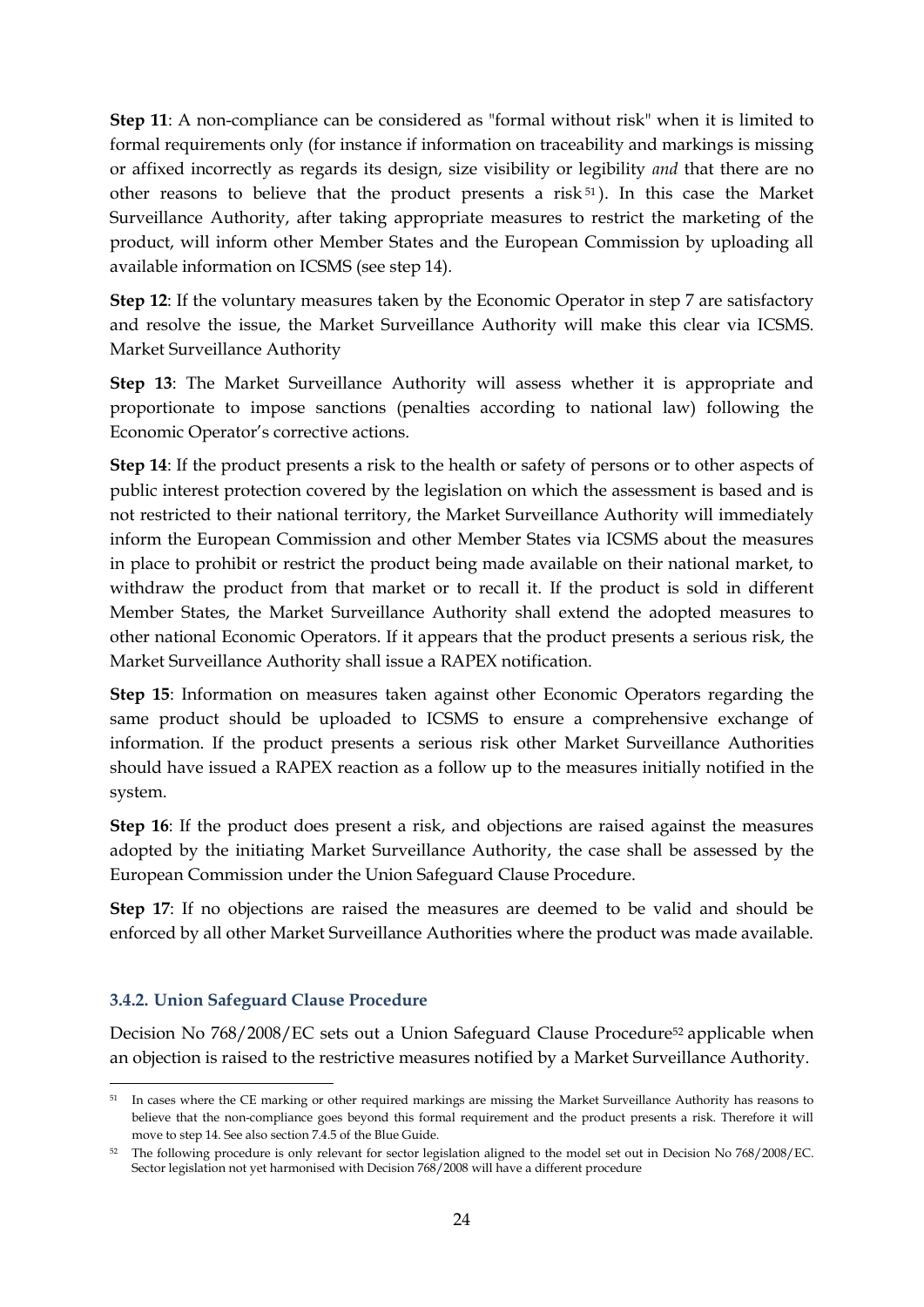**Step 11**: A non-compliance can be considered as "formal without risk" when it is limited to formal requirements only (for instance if information on traceability and markings is missing or affixed incorrectly as regards its design, size visibility or legibility *and* that there are no other reasons to believe that the product presents a risk[51]). In this case the Market Surveillance Authority, after taking appropriate measures to restrict the marketing of the product, will inform other Member States and the European Commission by uploading all available information on ICSMS (see step 14).

**Step 12**: If the voluntary measures taken by the Economic Operator in step 7 are satisfactory and resolve the issue, the Market Surveillance Authority will make this clear via ICSMS. Market Surveillance Authority

**Step 13**: The Market Surveillance Authority will assess whether it is appropriate and proportionate to impose sanctions (penalties according to national law) following the Economic Operator's corrective actions.

**Step 14**: If the product presents a risk to the health or safety of persons or to other aspects of public interest protection covered by the legislation on which the assessment is based and is not restricted to their national territory, the Market Surveillance Authority will immediately inform the European Commission and other Member States via ICSMS about the measures in place to prohibit or restrict the product being made available on their national market, to withdraw the product from that market or to recall it. If the product is sold in different Member States, the Market Surveillance Authority shall extend the adopted measures to other national Economic Operators. If it appears that the product presents a serious risk, the Market Surveillance Authority shall issue a RAPEX notification.

**Step 15**: Information on measures taken against other Economic Operators regarding the same product should be uploaded to ICSMS to ensure a comprehensive exchange of information. If the product presents a serious risk other Market Surveillance Authorities should have issued a RAPEX reaction as a follow up to the measures initially notified in the system.

**Step 16**: If the product does present a risk, and objections are raised against the measures adopted by the initiating Market Surveillance Authority, the case shall be assessed by the European Commission under the Union Safeguard Clause Procedure.

**Step 17**: If no objections are raised the measures are deemed to be valid and should be enforced by all other Market Surveillance Authorities where the product was made available.

### 3.4.2. Union Safeguard Clause Procedure

Decision No 768/2008/EC sets out a Union Safeguard Clause Procedure[52] applicable when an objection is raised to the restrictive measures notified by a Market Surveillance Authority.

---

[51] In cases where the CE marking or other required markings are missing the Market Surveillance Authority has reasons to believe that the non-compliance goes beyond this formal requirement and the product presents a risk. Therefore it will move to step 14. See also section 7.4.5 of the Blue Guide.

[52] The following procedure is only relevant for sector legislation aligned to the model set out in Decision No 768/2008/EC. Sector legislation not yet harmonised with Decision 768/2008 will have a different procedure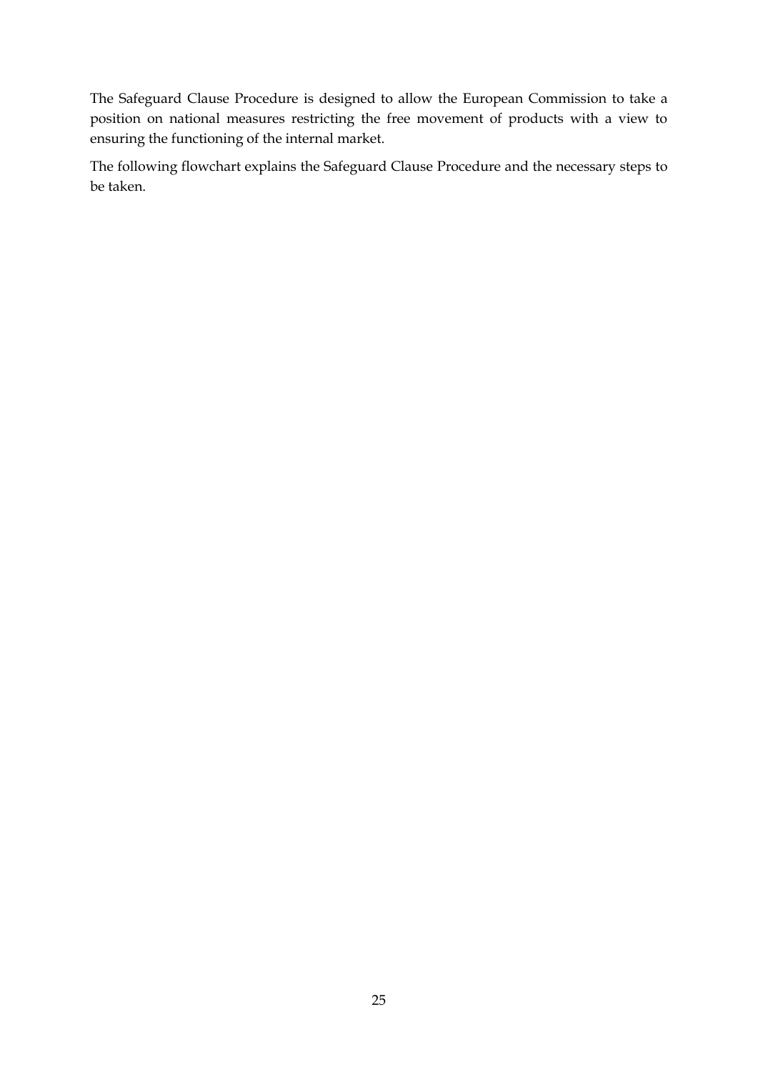The Safeguard Clause Procedure is designed to allow the European Commission to take a position on national measures restricting the free movement of products with a view to ensuring the functioning of the internal market.

The following flowchart explains the Safeguard Clause Procedure and the necessary steps to be taken.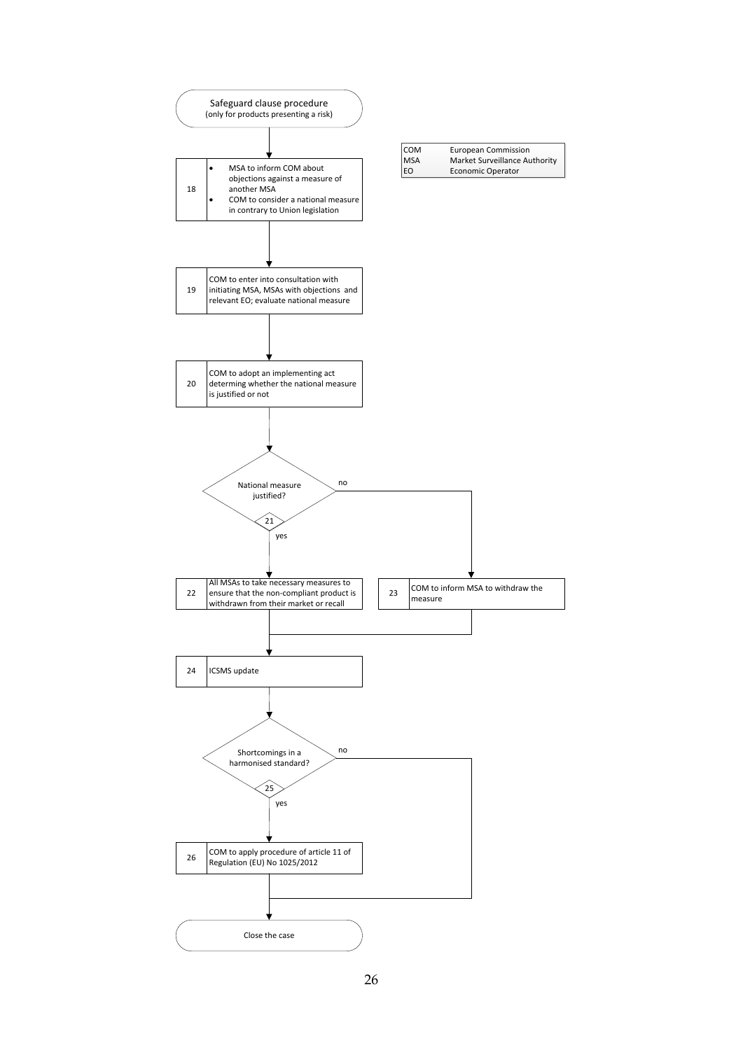**Safeguard clause procedure**
(only for products presenting a risk)

| | |
|---|---|
| COM | European Commission |
| MSA | Market Surveillance Authority |
| EO | Economic Operator |

**18**
- MSA to inform COM about objections against a measure of another MSA
- COM to consider a national measure in contrary to Union legislation

**19** COM to enter into consultation with initiating MSA, MSAs with objections and relevant EO; evaluate national measure

**20** COM to adopt an implementing act determing whether the national measure is justified or not

**21** National measure justified?
- yes → 22
- no → 23

**22** All MSAs to take necessary measures to ensure that the non-compliant product is withdrawn from their market or recall

**23** COM to inform MSA to withdraw the measure

**24** ICSMS update

**25** Shortcomings in a harmonised standard?
- yes → 26
- no → Close the case

**26** COM to apply procedure of article 11 of Regulation (EU) No 1025/2012

**Close the case**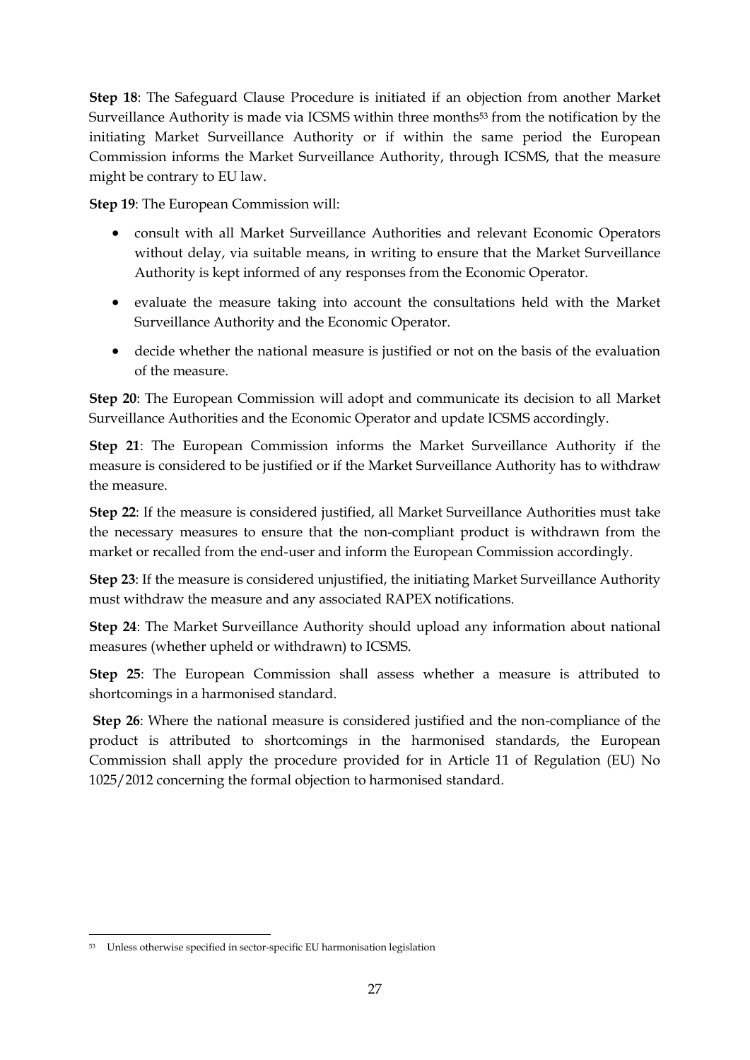**Step 18**: The Safeguard Clause Procedure is initiated if an objection from another Market Surveillance Authority is made via ICSMS within three months[53] from the notification by the initiating Market Surveillance Authority or if within the same period the European Commission informs the Market Surveillance Authority, through ICSMS, that the measure might be contrary to EU law.

**Step 19**: The European Commission will:

- consult with all Market Surveillance Authorities and relevant Economic Operators without delay, via suitable means, in writing to ensure that the Market Surveillance Authority is kept informed of any responses from the Economic Operator.
- evaluate the measure taking into account the consultations held with the Market Surveillance Authority and the Economic Operator.
- decide whether the national measure is justified or not on the basis of the evaluation of the measure.

**Step 20**: The European Commission will adopt and communicate its decision to all Market Surveillance Authorities and the Economic Operator and update ICSMS accordingly.

**Step 21**: The European Commission informs the Market Surveillance Authority if the measure is considered to be justified or if the Market Surveillance Authority has to withdraw the measure.

**Step 22**: If the measure is considered justified, all Market Surveillance Authorities must take the necessary measures to ensure that the non-compliant product is withdrawn from the market or recalled from the end-user and inform the European Commission accordingly.

**Step 23**: If the measure is considered unjustified, the initiating Market Surveillance Authority must withdraw the measure and any associated RAPEX notifications.

**Step 24**: The Market Surveillance Authority should upload any information about national measures (whether upheld or withdrawn) to ICSMS.

**Step 25**: The European Commission shall assess whether a measure is attributed to shortcomings in a harmonised standard.

**Step 26**: Where the national measure is considered justified and the non-compliance of the product is attributed to shortcomings in the harmonised standards, the European Commission shall apply the procedure provided for in Article 11 of Regulation (EU) No 1025/2012 concerning the formal objection to harmonised standard.

[53] Unless otherwise specified in sector-specific EU harmonisation legislation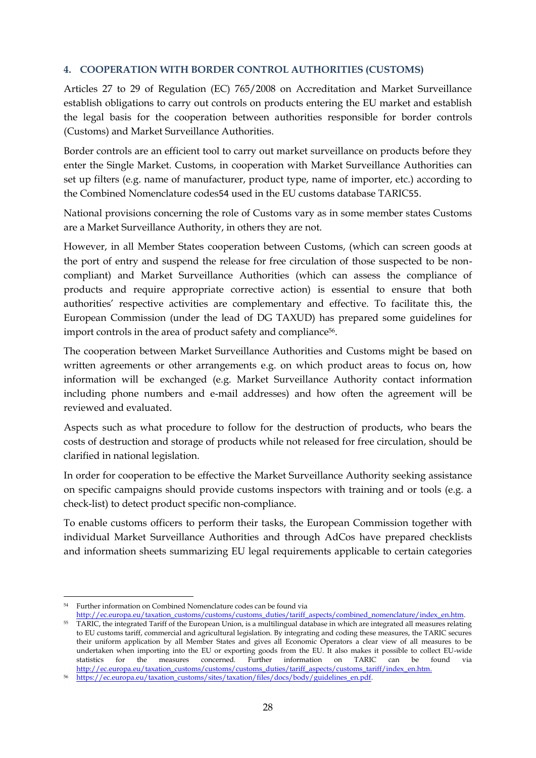## 4. COOPERATION WITH BORDER CONTROL AUTHORITIES (CUSTOMS)

Articles 27 to 29 of Regulation (EC) 765/2008 on Accreditation and Market Surveillance establish obligations to carry out controls on products entering the EU market and establish the legal basis for the cooperation between authorities responsible for border controls (Customs) and Market Surveillance Authorities.

Border controls are an efficient tool to carry out market surveillance on products before they enter the Single Market. Customs, in cooperation with Market Surveillance Authorities can set up filters (e.g. name of manufacturer, product type, name of importer, etc.) according to the Combined Nomenclature codes[54] used in the EU customs database TARIC[55].

National provisions concerning the role of Customs vary as in some member states Customs are a Market Surveillance Authority, in others they are not.

However, in all Member States cooperation between Customs, (which can screen goods at the port of entry and suspend the release for free circulation of those suspected to be non-compliant) and Market Surveillance Authorities (which can assess the compliance of products and require appropriate corrective action) is essential to ensure that both authorities' respective activities are complementary and effective. To facilitate this, the European Commission (under the lead of DG TAXUD) has prepared some guidelines for import controls in the area of product safety and compliance[56].

The cooperation between Market Surveillance Authorities and Customs might be based on written agreements or other arrangements e.g. on which product areas to focus on, how information will be exchanged (e.g. Market Surveillance Authority contact information including phone numbers and e-mail addresses) and how often the agreement will be reviewed and evaluated.

Aspects such as what procedure to follow for the destruction of products, who bears the costs of destruction and storage of products while not released for free circulation, should be clarified in national legislation.

In order for cooperation to be effective the Market Surveillance Authority seeking assistance on specific campaigns should provide customs inspectors with training and or tools (e.g. a check-list) to detect product specific non-compliance.

To enable customs officers to perform their tasks, the European Commission together with individual Market Surveillance Authorities and through AdCos have prepared checklists and information sheets summarizing EU legal requirements applicable to certain categories

---

[54] Further information on Combined Nomenclature codes can be found via http://ec.europa.eu/taxation_customs/customs/customs_duties/tariff_aspects/combined_nomenclature/index_en.htm.

[55] TARIC, the integrated Tariff of the European Union, is a multilingual database in which are integrated all measures relating to EU customs tariff, commercial and agricultural legislation. By integrating and coding these measures, the TARIC secures their uniform application by all Member States and gives all Economic Operators a clear view of all measures to be undertaken when importing into the EU or exporting goods from the EU. It also makes it possible to collect EU-wide statistics for the measures concerned. Further information on TARIC can be found via http://ec.europa.eu/taxation_customs/customs/customs_duties/tariff_aspects/customs_tariff/index_en.htm.

[56] https://ec.europa.eu/taxation_customs/sites/taxation/files/docs/body/guidelines_en.pdf.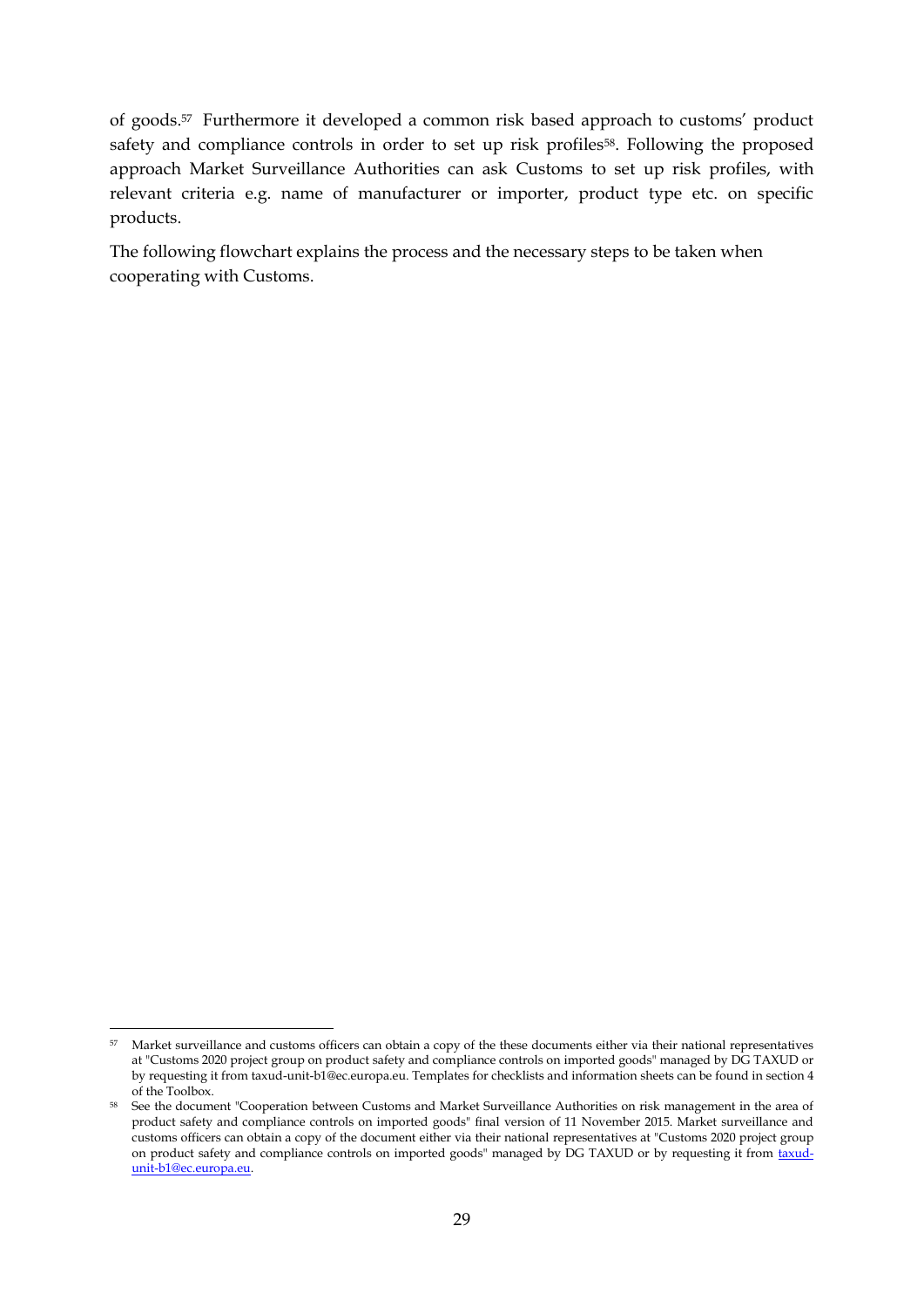of goods.[57] Furthermore it developed a common risk based approach to customs' product safety and compliance controls in order to set up risk profiles[58]. Following the proposed approach Market Surveillance Authorities can ask Customs to set up risk profiles, with relevant criteria e.g. name of manufacturer or importer, product type etc. on specific products.

The following flowchart explains the process and the necessary steps to be taken when cooperating with Customs.

---

[57] Market surveillance and customs officers can obtain a copy of the these documents either via their national representatives at "Customs 2020 project group on product safety and compliance controls on imported goods" managed by DG TAXUD or by requesting it from taxud-unit-b1@ec.europa.eu. Templates for checklists and information sheets can be found in section 4 of the Toolbox.

[58] See the document "Cooperation between Customs and Market Surveillance Authorities on risk management in the area of product safety and compliance controls on imported goods" final version of 11 November 2015. Market surveillance and customs officers can obtain a copy of the document either via their national representatives at "Customs 2020 project group on product safety and compliance controls on imported goods" managed by DG TAXUD or by requesting it from taxud-unit-b1@ec.europa.eu.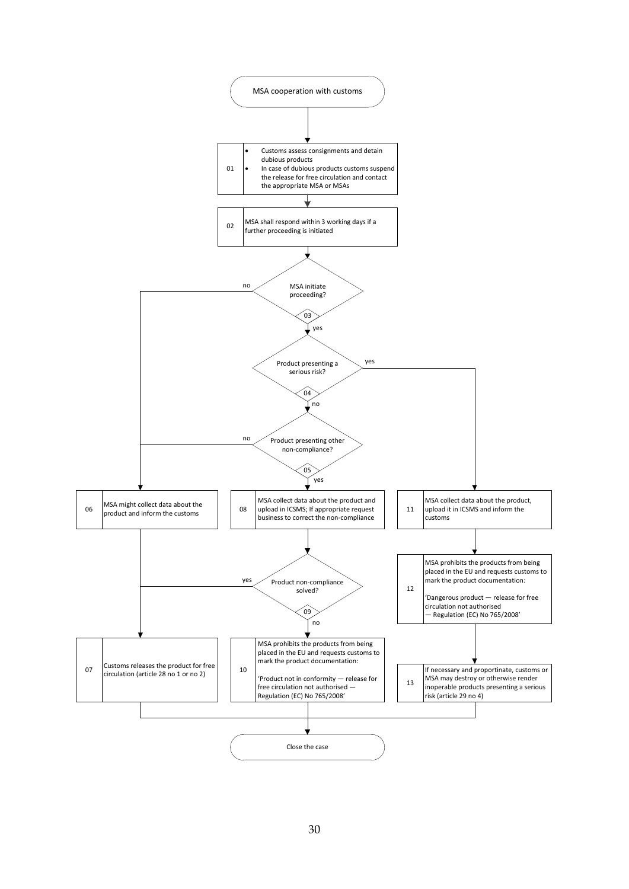**MSA cooperation with customs**

**01**
- Customs assess consignments and detain dubious products
- In case of dubious products customs suspend the release for free circulation and contact the appropriate MSA or MSAs

**02** MSA shall respond within 3 working days if a further proceeding is initiated

**03** MSA initiate proceeding?
- no → 06
- yes → 04

**04** Product presenting a serious risk?
- yes → 11
- no → 05

**05** Product presenting other non-compliance?
- no → 06
- yes → 08

**06** MSA might collect data about the product and inform the customs → 07

**08** MSA collect data about the product and upload in ICSMS; If appropriate request business to correct the non-compliance → 09

**09** Product non-compliance solved?
- yes → 07
- no → 10

**07** Customs releases the product for free circulation (article 28 no 1 or no 2) → Close the case

**10** MSA prohibits the products from being placed in the EU and requests customs to mark the product documentation:

'Product not in conformity — release for free circulation not authorised — Regulation (EC) No 765/2008' → Close the case

**11** MSA collect data about the product, upload it in ICSMS and inform the customs → 12

**12** MSA prohibits the products from being placed in the EU and requests customs to mark the product documentation:

'Dangerous product — release for free circulation not authorised — Regulation (EC) No 765/2008' → 13

**13** If necessary and proportionate, customs or MSA may destroy or otherwise render inoperable products presenting a serious risk (article 29 no 4) → Close the case

**Close the case**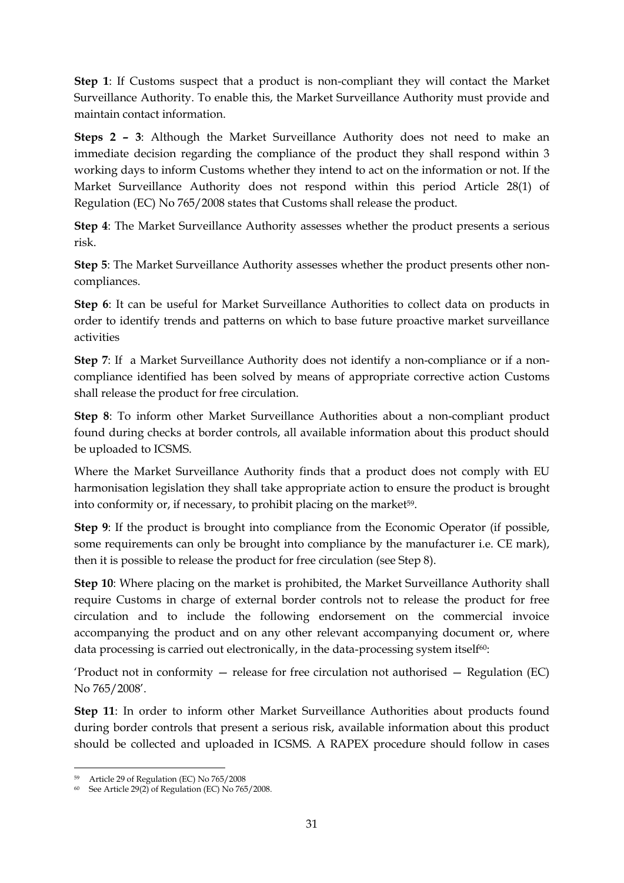**Step 1**: If Customs suspect that a product is non-compliant they will contact the Market Surveillance Authority. To enable this, the Market Surveillance Authority must provide and maintain contact information.

**Steps 2 – 3**: Although the Market Surveillance Authority does not need to make an immediate decision regarding the compliance of the product they shall respond within 3 working days to inform Customs whether they intend to act on the information or not. If the Market Surveillance Authority does not respond within this period Article 28(1) of Regulation (EC) No 765/2008 states that Customs shall release the product.

**Step 4**: The Market Surveillance Authority assesses whether the product presents a serious risk.

**Step 5**: The Market Surveillance Authority assesses whether the product presents other non-compliances.

**Step 6**: It can be useful for Market Surveillance Authorities to collect data on products in order to identify trends and patterns on which to base future proactive market surveillance activities

**Step 7**: If a Market Surveillance Authority does not identify a non-compliance or if a non-compliance identified has been solved by means of appropriate corrective action Customs shall release the product for free circulation.

**Step 8**: To inform other Market Surveillance Authorities about a non-compliant product found during checks at border controls, all available information about this product should be uploaded to ICSMS.

Where the Market Surveillance Authority finds that a product does not comply with EU harmonisation legislation they shall take appropriate action to ensure the product is brought into conformity or, if necessary, to prohibit placing on the market[59].

**Step 9**: If the product is brought into compliance from the Economic Operator (if possible, some requirements can only be brought into compliance by the manufacturer i.e. CE mark), then it is possible to release the product for free circulation (see Step 8).

**Step 10**: Where placing on the market is prohibited, the Market Surveillance Authority shall require Customs in charge of external border controls not to release the product for free circulation and to include the following endorsement on the commercial invoice accompanying the product and on any other relevant accompanying document or, where data processing is carried out electronically, in the data-processing system itself[60]:

'Product not in conformity — release for free circulation not authorised — Regulation (EC) No 765/2008'.

**Step 11**: In order to inform other Market Surveillance Authorities about products found during border controls that present a serious risk, available information about this product should be collected and uploaded in ICSMS. A RAPEX procedure should follow in cases

---

[59] Article 29 of Regulation (EC) No 765/2008

[60] See Article 29(2) of Regulation (EC) No 765/2008.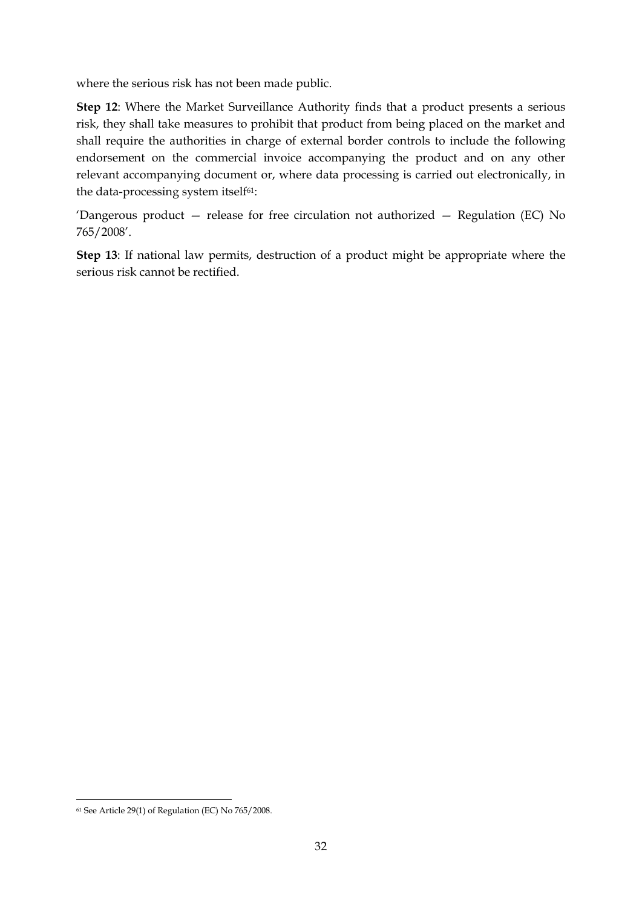where the serious risk has not been made public.

**Step 12**: Where the Market Surveillance Authority finds that a product presents a serious risk, they shall take measures to prohibit that product from being placed on the market and shall require the authorities in charge of external border controls to include the following endorsement on the commercial invoice accompanying the product and on any other relevant accompanying document or, where data processing is carried out electronically, in the data-processing system itself[61]:

'Dangerous product — release for free circulation not authorized — Regulation (EC) No 765/2008'.

**Step 13**: If national law permits, destruction of a product might be appropriate where the serious risk cannot be rectified.

---

[61] See Article 29(1) of Regulation (EC) No 765/2008.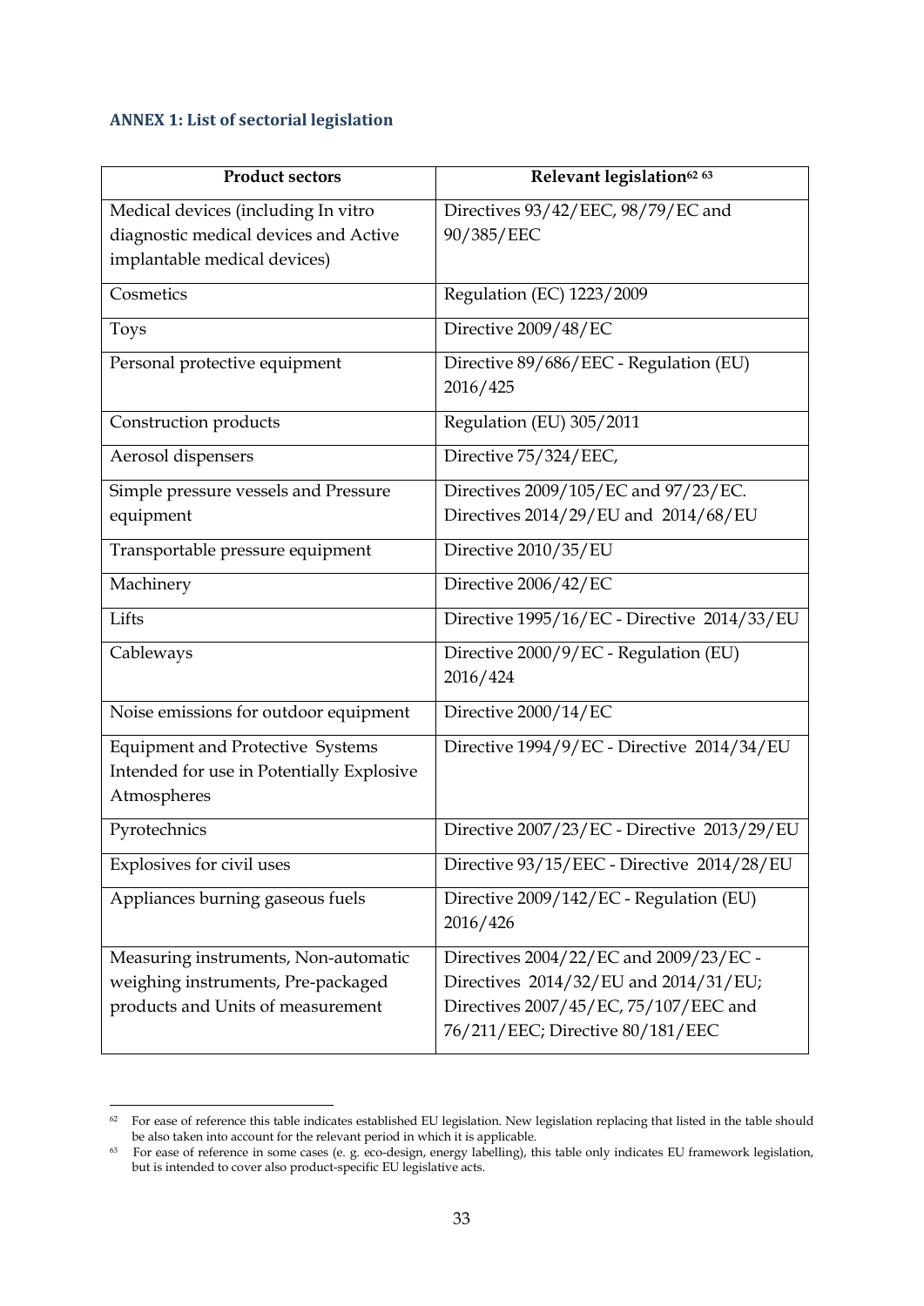### ANNEX 1: List of sectorial legislation

| Product sectors | Relevant legislation[62] [63] |
|---|---|
| Medical devices (including In vitro diagnostic medical devices and Active implantable medical devices) | Directives 93/42/EEC, 98/79/EC and 90/385/EEC |
| Cosmetics | Regulation (EC) 1223/2009 |
| Toys | Directive 2009/48/EC |
| Personal protective equipment | Directive 89/686/EEC - Regulation (EU) 2016/425 |
| Construction products | Regulation (EU) 305/2011 |
| Aerosol dispensers | Directive 75/324/EEC, |
| Simple pressure vessels and Pressure equipment | Directives 2009/105/EC and 97/23/EC. Directives 2014/29/EU and 2014/68/EU |
| Transportable pressure equipment | Directive 2010/35/EU |
| Machinery | Directive 2006/42/EC |
| Lifts | Directive 1995/16/EC - Directive 2014/33/EU |
| Cableways | Directive 2000/9/EC - Regulation (EU) 2016/424 |
| Noise emissions for outdoor equipment | Directive 2000/14/EC |
| Equipment and Protective Systems Intended for use in Potentially Explosive Atmospheres | Directive 1994/9/EC - Directive 2014/34/EU |
| Pyrotechnics | Directive 2007/23/EC - Directive 2013/29/EU |
| Explosives for civil uses | Directive 93/15/EEC - Directive 2014/28/EU |
| Appliances burning gaseous fuels | Directive 2009/142/EC - Regulation (EU) 2016/426 |
| Measuring instruments, Non-automatic weighing instruments, Pre-packaged products and Units of measurement | Directives 2004/22/EC and 2009/23/EC - Directives 2014/32/EU and 2014/31/EU; Directives 2007/45/EC, 75/107/EEC and 76/211/EEC; Directive 80/181/EEC |

[62] For ease of reference this table indicates established EU legislation. New legislation replacing that listed in the table should be also taken into account for the relevant period in which it is applicable.

[63] For ease of reference in some cases (e. g. eco-design, energy labelling), this table only indicates EU framework legislation, but is intended to cover also product-specific EU legislative acts.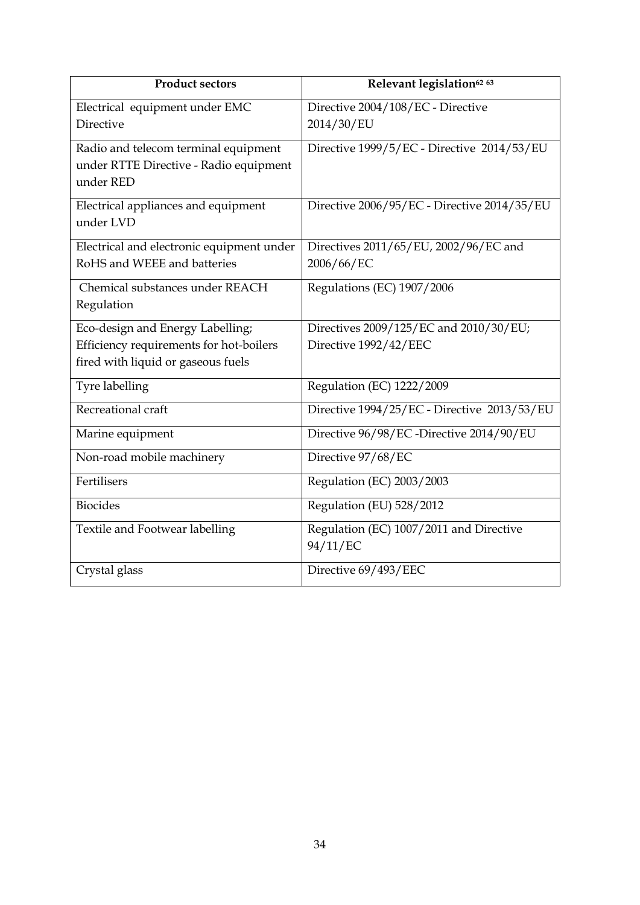| Product sectors | Relevant legislation[62] [63] |
|---|---|
| Electrical equipment under EMC Directive | Directive 2004/108/EC - Directive 2014/30/EU |
| Radio and telecom terminal equipment under RTTE Directive - Radio equipment under RED | Directive 1999/5/EC - Directive 2014/53/EU |
| Electrical appliances and equipment under LVD | Directive 2006/95/EC - Directive 2014/35/EU |
| Electrical and electronic equipment under RoHS and WEEE and batteries | Directives 2011/65/EU, 2002/96/EC and 2006/66/EC |
| Chemical substances under REACH Regulation | Regulations (EC) 1907/2006 |
| Eco-design and Energy Labelling; Efficiency requirements for hot-boilers fired with liquid or gaseous fuels | Directives 2009/125/EC and 2010/30/EU; Directive 1992/42/EEC |
| Tyre labelling | Regulation (EC) 1222/2009 |
| Recreational craft | Directive 1994/25/EC - Directive 2013/53/EU |
| Marine equipment | Directive 96/98/EC -Directive 2014/90/EU |
| Non-road mobile machinery | Directive 97/68/EC |
| Fertilisers | Regulation (EC) 2003/2003 |
| Biocides | Regulation (EU) 528/2012 |
| Textile and Footwear labelling | Regulation (EC) 1007/2011 and Directive 94/11/EC |
| Crystal glass | Directive 69/493/EEC |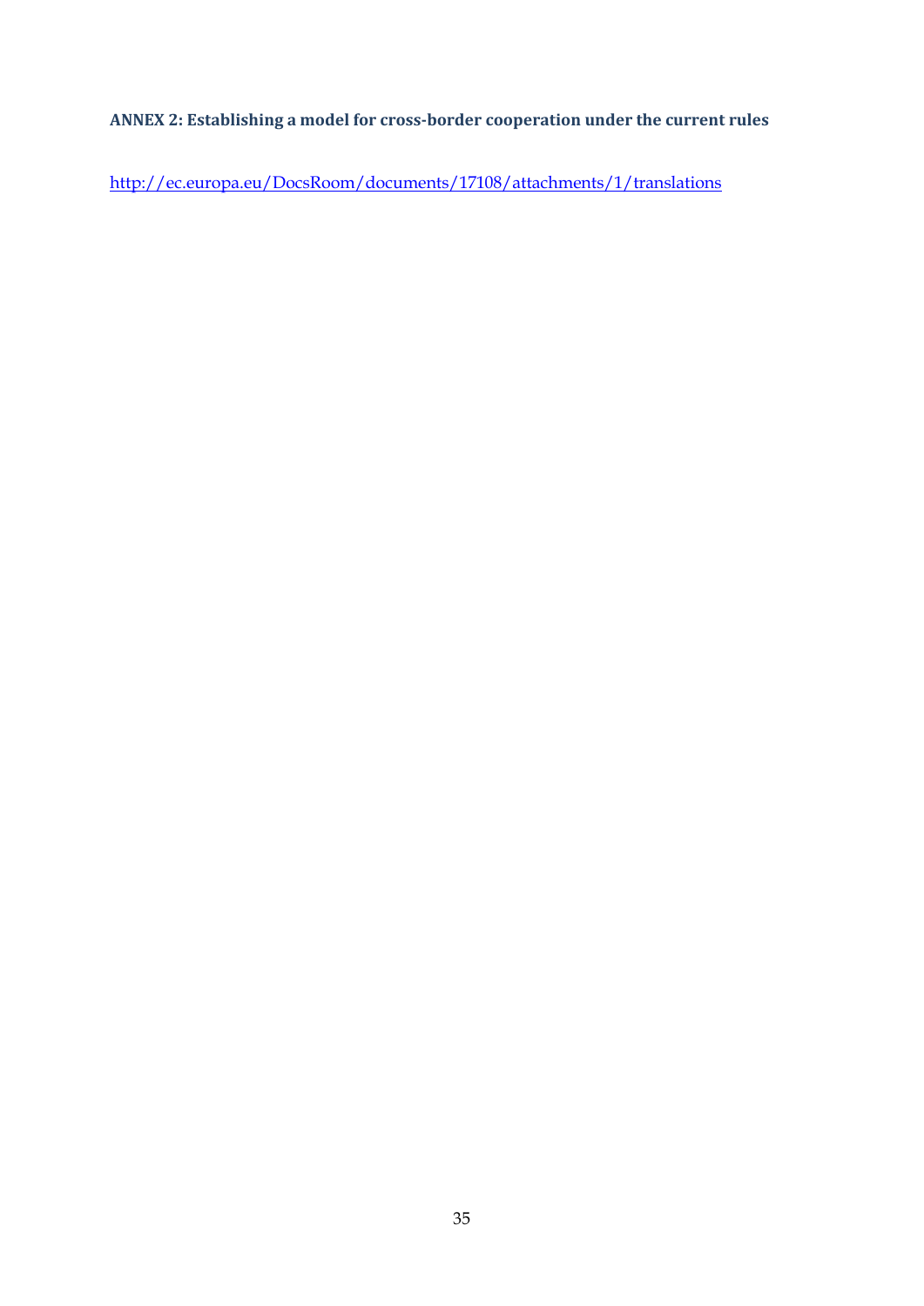**ANNEX 2: Establishing a model for cross-border cooperation under the current rules**

http://ec.europa.eu/DocsRoom/documents/17108/attachments/1/translations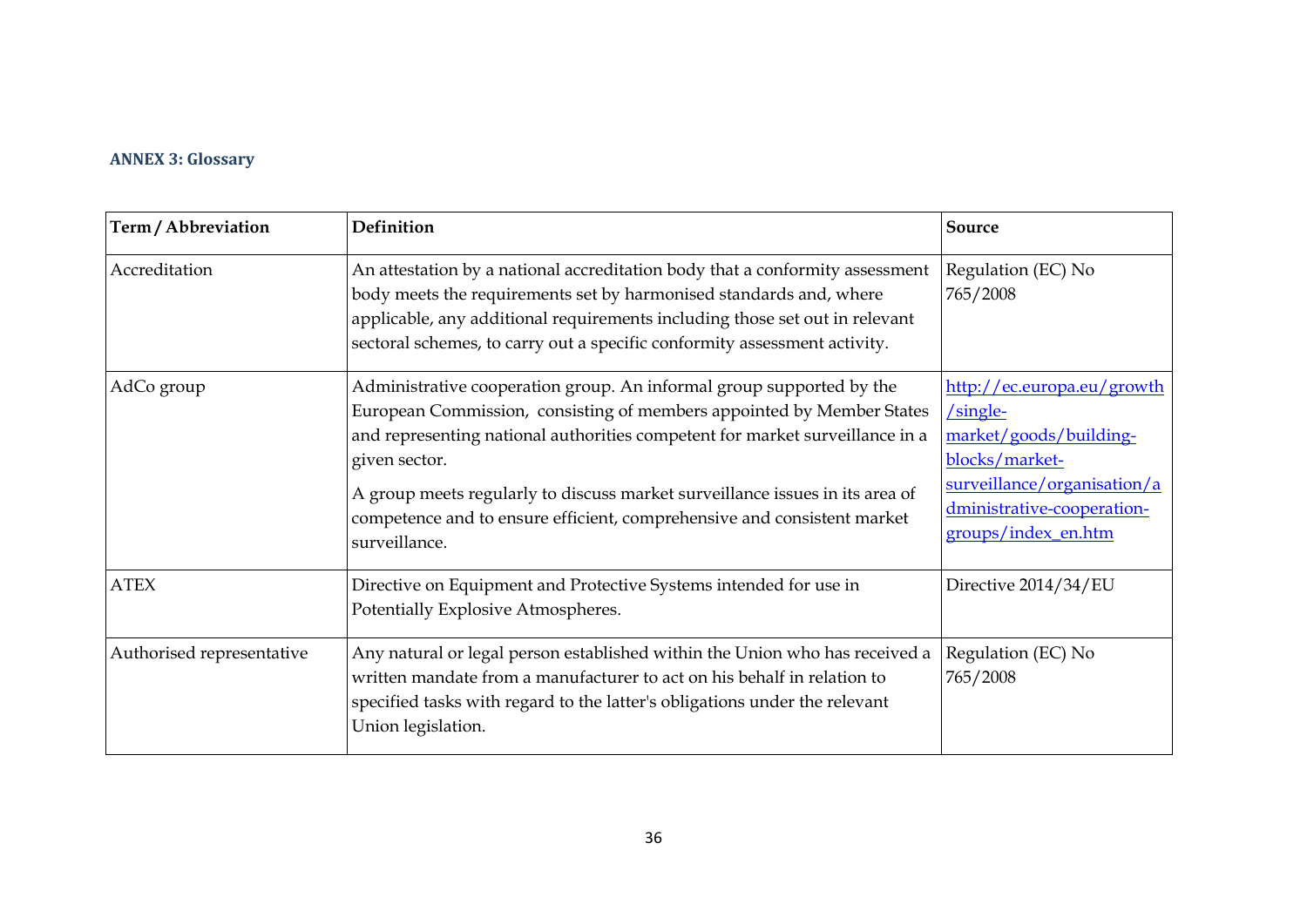**ANNEX 3: Glossary**

| Term / Abbreviation | Definition | Source |
|---|---|---|
| Accreditation | An attestation by a national accreditation body that a conformity assessment body meets the requirements set by harmonised standards and, where applicable, any additional requirements including those set out in relevant sectoral schemes, to carry out a specific conformity assessment activity. | Regulation (EC) No 765/2008 |
| AdCo group | Administrative cooperation group. An informal group supported by the European Commission, consisting of members appointed by Member States and representing national authorities competent for market surveillance in a given sector.<br><br>A group meets regularly to discuss market surveillance issues in its area of competence and to ensure efficient, comprehensive and consistent market surveillance. | http://ec.europa.eu/growth/single-market/goods/building-blocks/market-surveillance/organisation/administrative-cooperation-groups/index_en.htm |
| ATEX | Directive on Equipment and Protective Systems intended for use in Potentially Explosive Atmospheres. | Directive 2014/34/EU |
| Authorised representative | Any natural or legal person established within the Union who has received a written mandate from a manufacturer to act on his behalf in relation to specified tasks with regard to the latter's obligations under the relevant Union legislation. | Regulation (EC) No 765/2008 |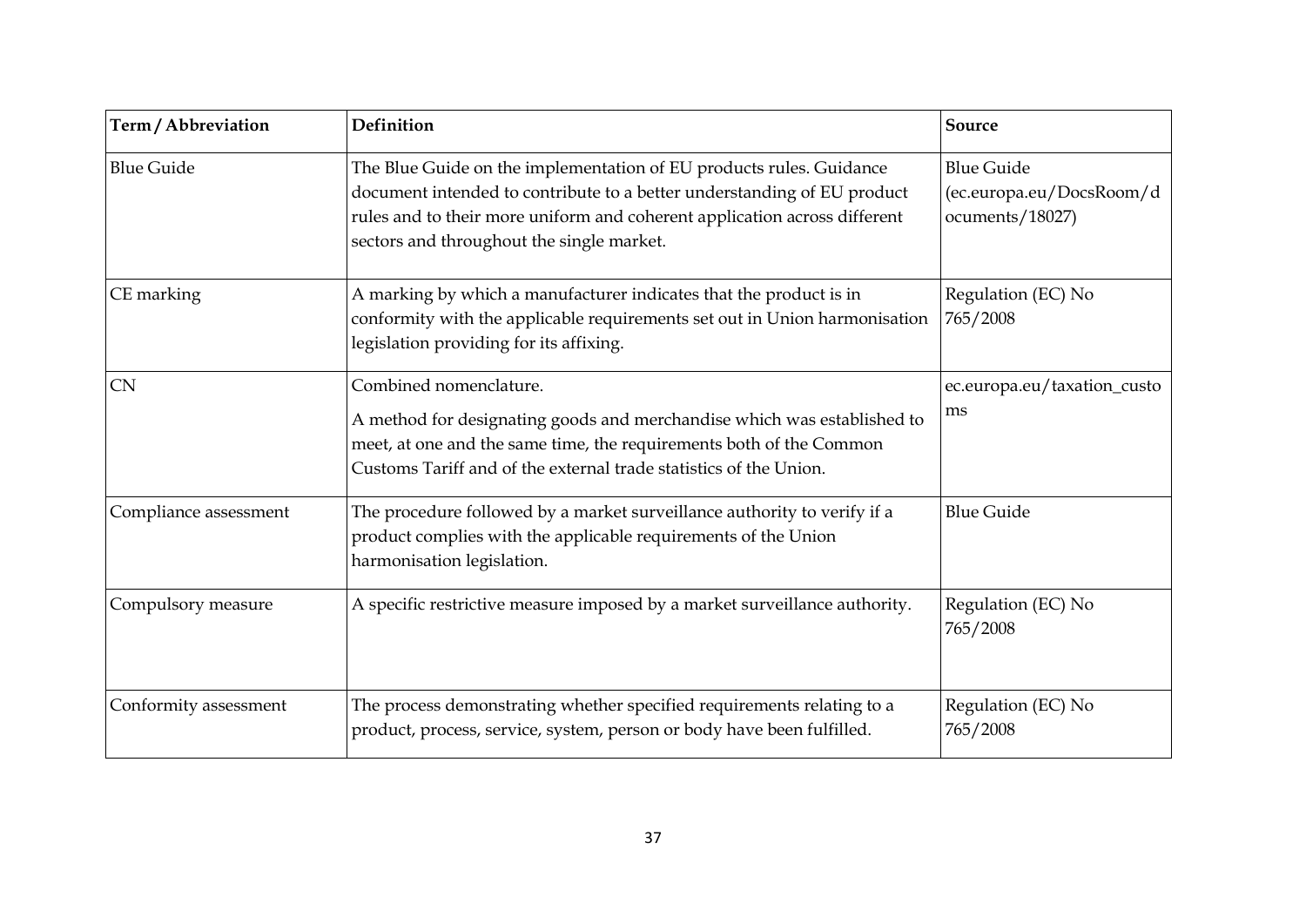| Term / Abbreviation | Definition | Source |
| --- | --- | --- |
| Blue Guide | The Blue Guide on the implementation of EU products rules. Guidance document intended to contribute to a better understanding of EU product rules and to their more uniform and coherent application across different sectors and throughout the single market. | Blue Guide (ec.europa.eu/DocsRoom/documents/18027) |
| CE marking | A marking by which a manufacturer indicates that the product is in conformity with the applicable requirements set out in Union harmonisation legislation providing for its affixing. | Regulation (EC) No 765/2008 |
| CN | Combined nomenclature.<br><br>A method for designating goods and merchandise which was established to meet, at one and the same time, the requirements both of the Common Customs Tariff and of the external trade statistics of the Union. | ec.europa.eu/taxation_customs |
| Compliance assessment | The procedure followed by a market surveillance authority to verify if a product complies with the applicable requirements of the Union harmonisation legislation. | Blue Guide |
| Compulsory measure | A specific restrictive measure imposed by a market surveillance authority. | Regulation (EC) No 765/2008 |
| Conformity assessment | The process demonstrating whether specified requirements relating to a product, process, service, system, person or body have been fulfilled. | Regulation (EC) No 765/2008 |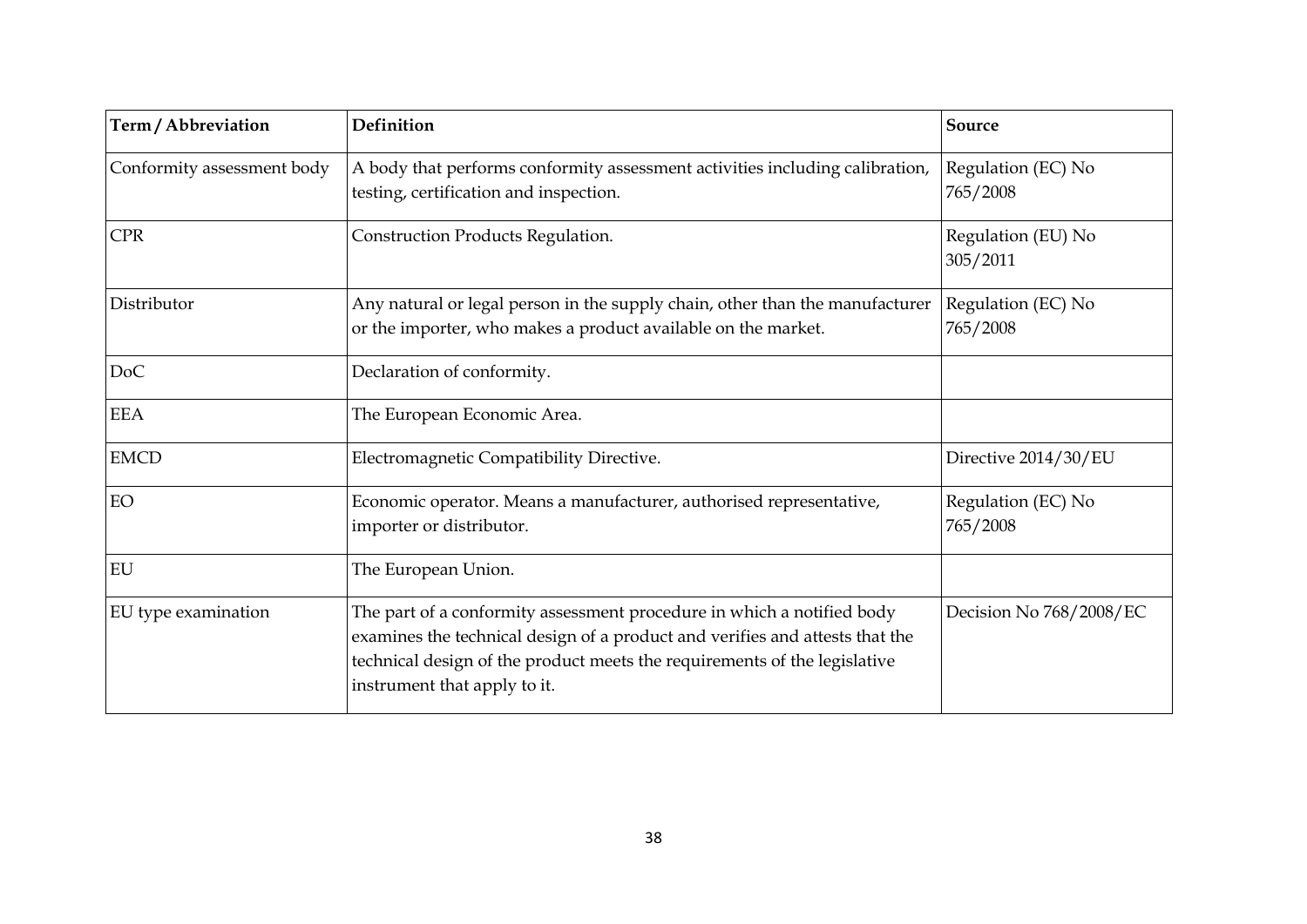| Term / Abbreviation | Definition | Source |
| --- | --- | --- |
| Conformity assessment body | A body that performs conformity assessment activities including calibration, testing, certification and inspection. | Regulation (EC) No 765/2008 |
| CPR | Construction Products Regulation. | Regulation (EU) No 305/2011 |
| Distributor | Any natural or legal person in the supply chain, other than the manufacturer or the importer, who makes a product available on the market. | Regulation (EC) No 765/2008 |
| DoC | Declaration of conformity. | |
| EEA | The European Economic Area. | |
| EMCD | Electromagnetic Compatibility Directive. | Directive 2014/30/EU |
| EO | Economic operator. Means a manufacturer, authorised representative, importer or distributor. | Regulation (EC) No 765/2008 |
| EU | The European Union. | |
| EU type examination | The part of a conformity assessment procedure in which a notified body examines the technical design of a product and verifies and attests that the technical design of the product meets the requirements of the legislative instrument that apply to it. | Decision No 768/2008/EC |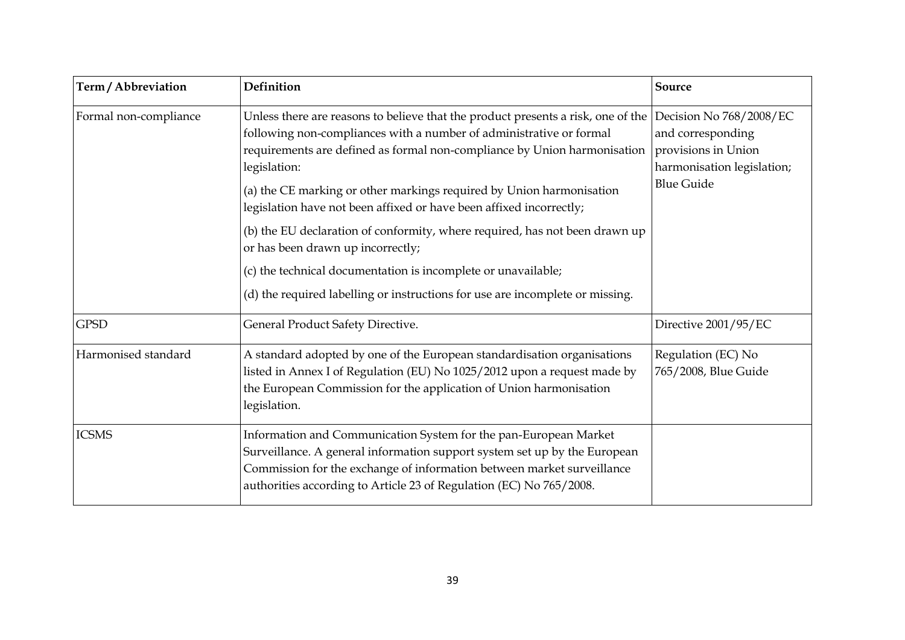| Term / Abbreviation | Definition | Source |
| --- | --- | --- |
| Formal non-compliance | Unless there are reasons to believe that the product presents a risk, one of the following non-compliances with a number of administrative or formal requirements are defined as formal non-compliance by Union harmonisation legislation:<br><br>(a) the CE marking or other markings required by Union harmonisation legislation have not been affixed or have been affixed incorrectly;<br><br>(b) the EU declaration of conformity, where required, has not been drawn up or has been drawn up incorrectly;<br><br>(c) the technical documentation is incomplete or unavailable;<br><br>(d) the required labelling or instructions for use are incomplete or missing. | Decision No 768/2008/EC and corresponding provisions in Union harmonisation legislation; Blue Guide |
| GPSD | General Product Safety Directive. | Directive 2001/95/EC |
| Harmonised standard | A standard adopted by one of the European standardisation organisations listed in Annex I of Regulation (EU) No 1025/2012 upon a request made by the European Commission for the application of Union harmonisation legislation. | Regulation (EC) No 765/2008, Blue Guide |
| ICSMS | Information and Communication System for the pan-European Market Surveillance. A general information support system set up by the European Commission for the exchange of information between market surveillance authorities according to Article 23 of Regulation (EC) No 765/2008. | |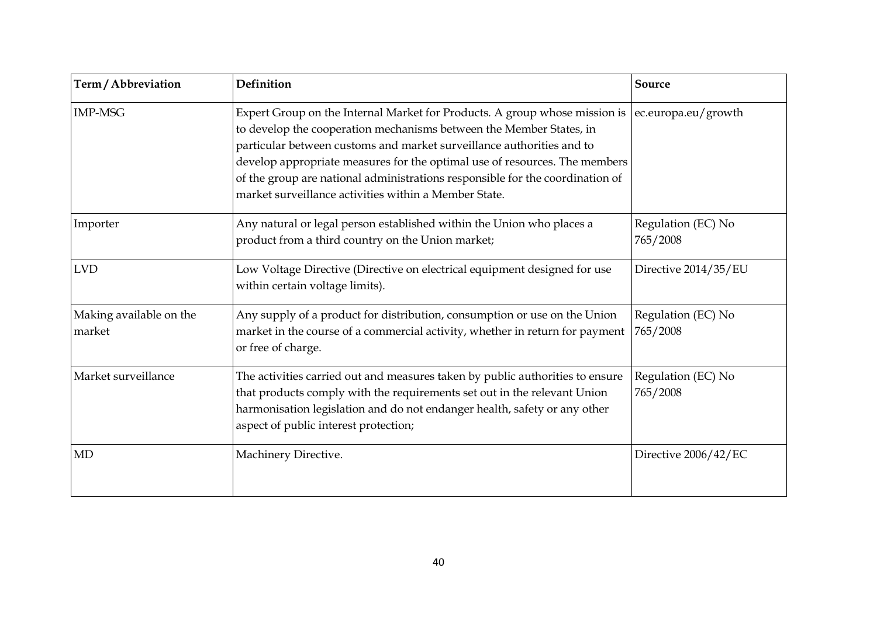| Term / Abbreviation | Definition | Source |
|---|---|---|
| IMP-MSG | Expert Group on the Internal Market for Products. A group whose mission is to develop the cooperation mechanisms between the Member States, in particular between customs and market surveillance authorities and to develop appropriate measures for the optimal use of resources. The members of the group are national administrations responsible for the coordination of market surveillance activities within a Member State. | ec.europa.eu/growth |
| Importer | Any natural or legal person established within the Union who places a product from a third country on the Union market; | Regulation (EC) No 765/2008 |
| LVD | Low Voltage Directive (Directive on electrical equipment designed for use within certain voltage limits). | Directive 2014/35/EU |
| Making available on the market | Any supply of a product for distribution, consumption or use on the Union market in the course of a commercial activity, whether in return for payment or free of charge. | Regulation (EC) No 765/2008 |
| Market surveillance | The activities carried out and measures taken by public authorities to ensure that products comply with the requirements set out in the relevant Union harmonisation legislation and do not endanger health, safety or any other aspect of public interest protection; | Regulation (EC) No 765/2008 |
| MD | Machinery Directive. | Directive 2006/42/EC |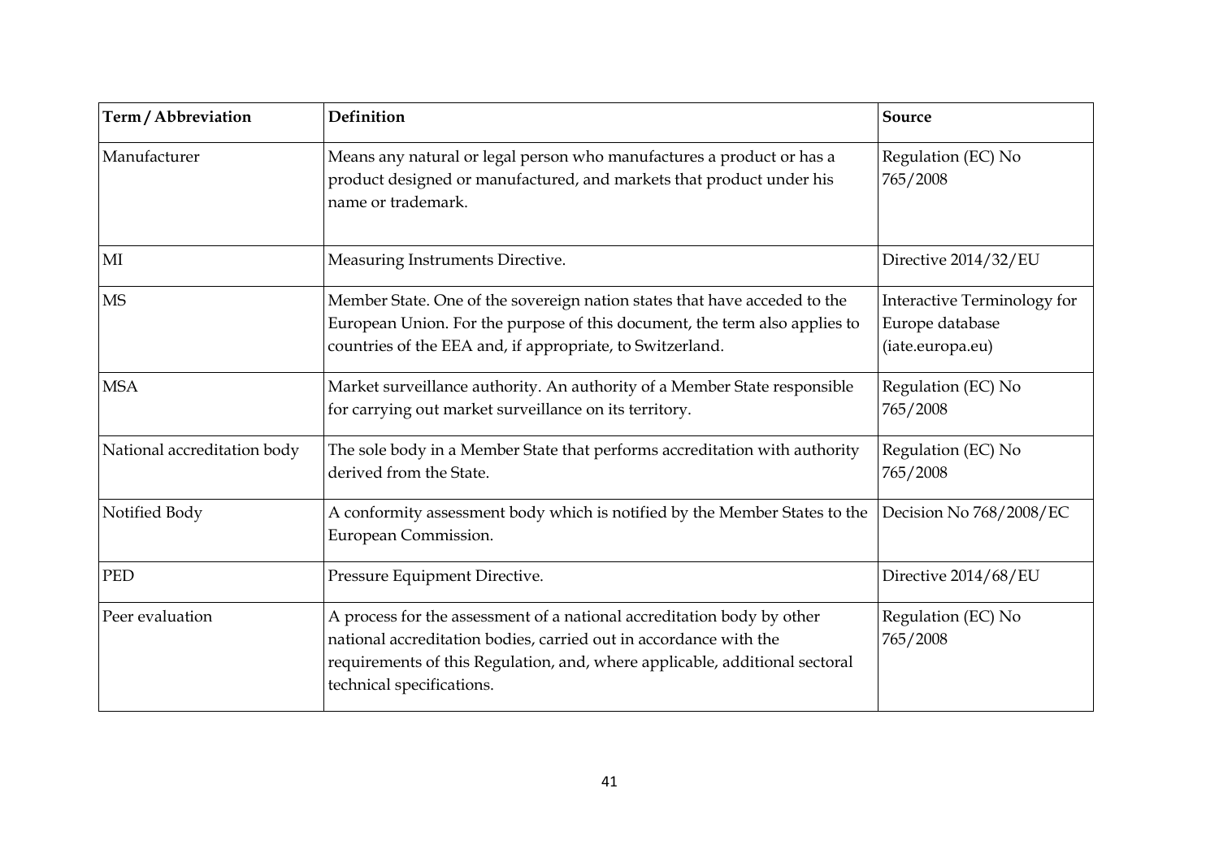| Term / Abbreviation | Definition | Source |
|---|---|---|
| Manufacturer | Means any natural or legal person who manufactures a product or has a product designed or manufactured, and markets that product under his name or trademark. | Regulation (EC) No 765/2008 |
| MI | Measuring Instruments Directive. | Directive 2014/32/EU |
| MS | Member State. One of the sovereign nation states that have acceded to the European Union. For the purpose of this document, the term also applies to countries of the EEA and, if appropriate, to Switzerland. | Interactive Terminology for Europe database (iate.europa.eu) |
| MSA | Market surveillance authority. An authority of a Member State responsible for carrying out market surveillance on its territory. | Regulation (EC) No 765/2008 |
| National accreditation body | The sole body in a Member State that performs accreditation with authority derived from the State. | Regulation (EC) No 765/2008 |
| Notified Body | A conformity assessment body which is notified by the Member States to the European Commission. | Decision No 768/2008/EC |
| PED | Pressure Equipment Directive. | Directive 2014/68/EU |
| Peer evaluation | A process for the assessment of a national accreditation body by other national accreditation bodies, carried out in accordance with the requirements of this Regulation, and, where applicable, additional sectoral technical specifications. | Regulation (EC) No 765/2008 |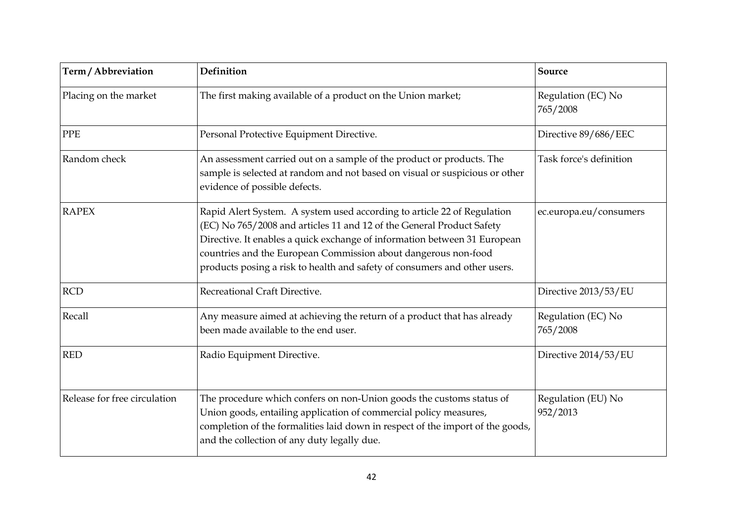| Term / Abbreviation | Definition | Source |
|---|---|---|
| Placing on the market | The first making available of a product on the Union market; | Regulation (EC) No 765/2008 |
| PPE | Personal Protective Equipment Directive. | Directive 89/686/EEC |
| Random check | An assessment carried out on a sample of the product or products. The sample is selected at random and not based on visual or suspicious or other evidence of possible defects. | Task force's definition |
| RAPEX | Rapid Alert System. A system used according to article 22 of Regulation (EC) No 765/2008 and articles 11 and 12 of the General Product Safety Directive. It enables a quick exchange of information between 31 European countries and the European Commission about dangerous non-food products posing a risk to health and safety of consumers and other users. | ec.europa.eu/consumers |
| RCD | Recreational Craft Directive. | Directive 2013/53/EU |
| Recall | Any measure aimed at achieving the return of a product that has already been made available to the end user. | Regulation (EC) No 765/2008 |
| RED | Radio Equipment Directive. | Directive 2014/53/EU |
| Release for free circulation | The procedure which confers on non-Union goods the customs status of Union goods, entailing application of commercial policy measures, completion of the formalities laid down in respect of the import of the goods, and the collection of any duty legally due. | Regulation (EU) No 952/2013 |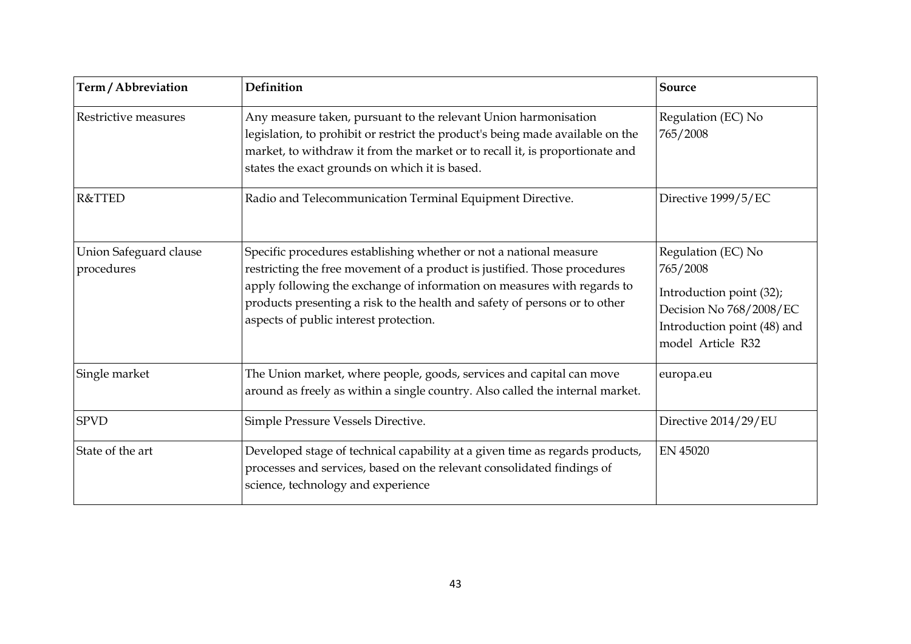| Term / Abbreviation | Definition | Source |
| --- | --- | --- |
| Restrictive measures | Any measure taken, pursuant to the relevant Union harmonisation legislation, to prohibit or restrict the product's being made available on the market, to withdraw it from the market or to recall it, is proportionate and states the exact grounds on which it is based. | Regulation (EC) No 765/2008 |
| R&TTED | Radio and Telecommunication Terminal Equipment Directive. | Directive 1999/5/EC |
| Union Safeguard clause procedures | Specific procedures establishing whether or not a national measure restricting the free movement of a product is justified. Those procedures apply following the exchange of information on measures with regards to products presenting a risk to the health and safety of persons or to other aspects of public interest protection. | Regulation (EC) No 765/2008 Introduction point (32); Decision No 768/2008/EC Introduction point (48) and model Article R32 |
| Single market | The Union market, where people, goods, services and capital can move around as freely as within a single country. Also called the internal market. | europa.eu |
| SPVD | Simple Pressure Vessels Directive. | Directive 2014/29/EU |
| State of the art | Developed stage of technical capability at a given time as regards products, processes and services, based on the relevant consolidated findings of science, technology and experience | EN 45020 |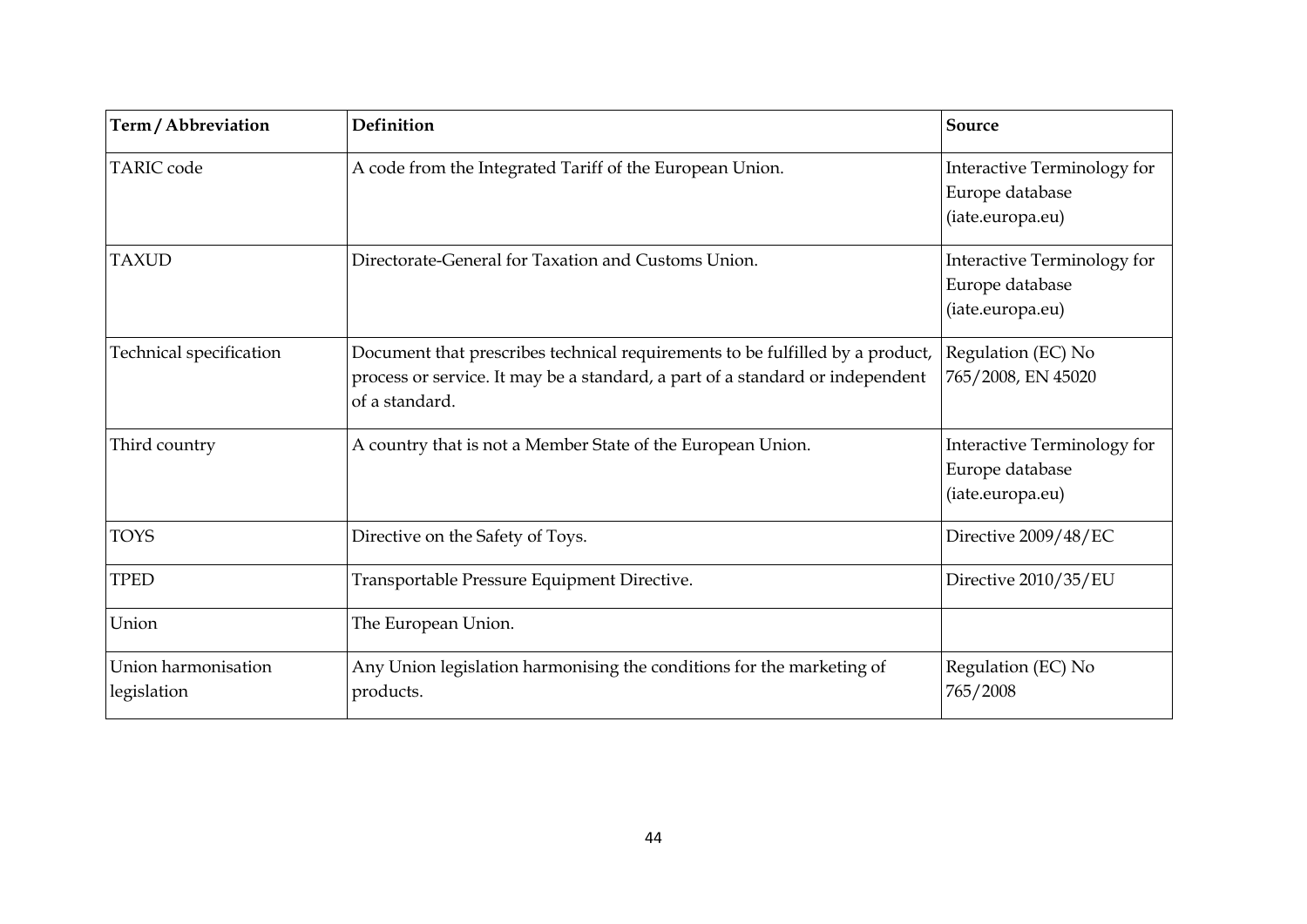| Term / Abbreviation | Definition | Source |
|---|---|---|
| TARIC code | A code from the Integrated Tariff of the European Union. | Interactive Terminology for Europe database (iate.europa.eu) |
| TAXUD | Directorate-General for Taxation and Customs Union. | Interactive Terminology for Europe database (iate.europa.eu) |
| Technical specification | Document that prescribes technical requirements to be fulfilled by a product, process or service. It may be a standard, a part of a standard or independent of a standard. | Regulation (EC) No 765/2008, EN 45020 |
| Third country | A country that is not a Member State of the European Union. | Interactive Terminology for Europe database (iate.europa.eu) |
| TOYS | Directive on the Safety of Toys. | Directive 2009/48/EC |
| TPED | Transportable Pressure Equipment Directive. | Directive 2010/35/EU |
| Union | The European Union. | |
| Union harmonisation legislation | Any Union legislation harmonising the conditions for the marketing of products. | Regulation (EC) No 765/2008 |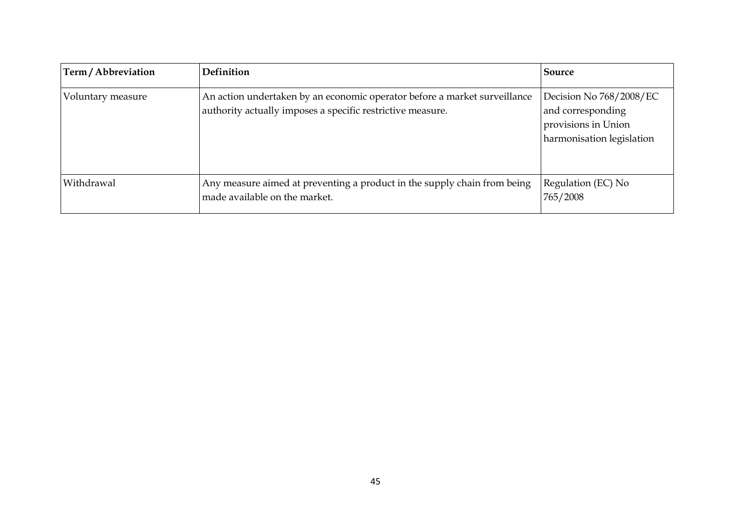| Term / Abbreviation | Definition | Source |
|---|---|---|
| Voluntary measure | An action undertaken by an economic operator before a market surveillance authority actually imposes a specific restrictive measure. | Decision No 768/2008/EC and corresponding provisions in Union harmonisation legislation |
| Withdrawal | Any measure aimed at preventing a product in the supply chain from being made available on the market. | Regulation (EC) No 765/2008 |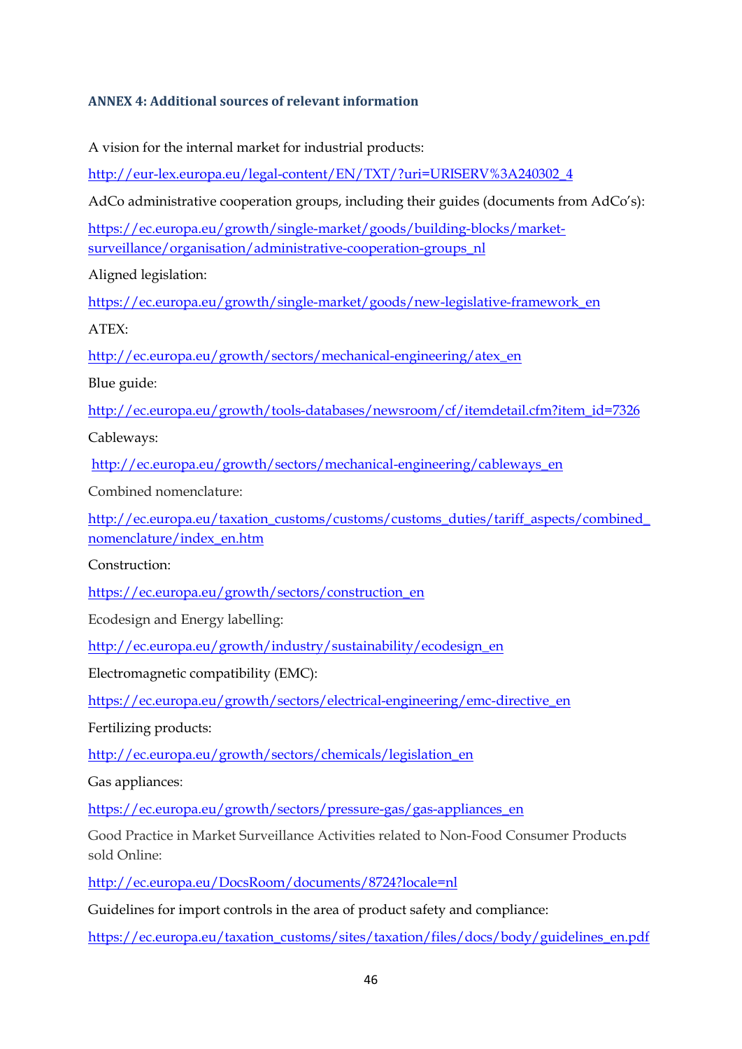#### ANNEX 4: Additional sources of relevant information

A vision for the internal market for industrial products:

http://eur-lex.europa.eu/legal-content/EN/TXT/?uri=URISERV%3A240302_4

AdCo administrative cooperation groups, including their guides (documents from AdCo's):

https://ec.europa.eu/growth/single-market/goods/building-blocks/market-surveillance/organisation/administrative-cooperation-groups_nl

Aligned legislation:

https://ec.europa.eu/growth/single-market/goods/new-legislative-framework_en

ATEX:

http://ec.europa.eu/growth/sectors/mechanical-engineering/atex_en

Blue guide:

http://ec.europa.eu/growth/tools-databases/newsroom/cf/itemdetail.cfm?item_id=7326

Cableways:

http://ec.europa.eu/growth/sectors/mechanical-engineering/cableways_en

Combined nomenclature:

http://ec.europa.eu/taxation_customs/customs/customs_duties/tariff_aspects/combined_nomenclature/index_en.htm

Construction:

https://ec.europa.eu/growth/sectors/construction_en

Ecodesign and Energy labelling:

http://ec.europa.eu/growth/industry/sustainability/ecodesign_en

Electromagnetic compatibility (EMC):

https://ec.europa.eu/growth/sectors/electrical-engineering/emc-directive_en

Fertilizing products:

http://ec.europa.eu/growth/sectors/chemicals/legislation_en

Gas appliances:

https://ec.europa.eu/growth/sectors/pressure-gas/gas-appliances_en

Good Practice in Market Surveillance Activities related to Non-Food Consumer Products sold Online:

http://ec.europa.eu/DocsRoom/documents/8724?locale=nl

Guidelines for import controls in the area of product safety and compliance:

https://ec.europa.eu/taxation_customs/sites/taxation/files/docs/body/guidelines_en.pdf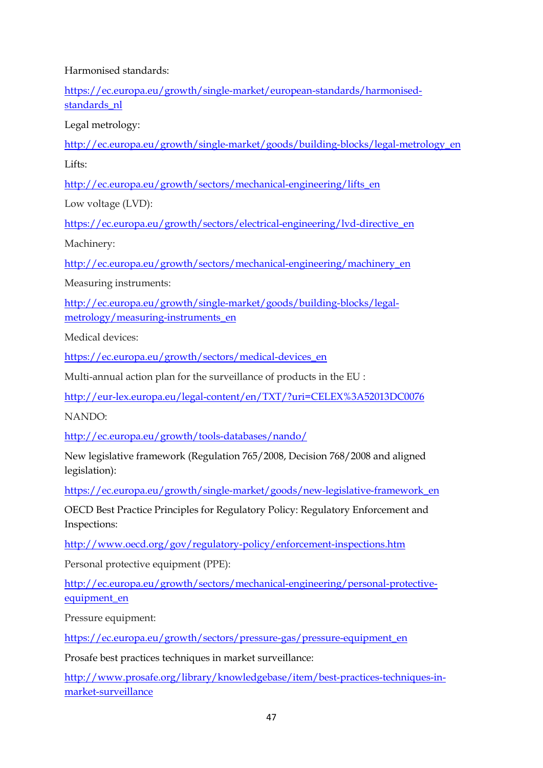Harmonised standards:

https://ec.europa.eu/growth/single-market/european-standards/harmonised-standards_nl

Legal metrology:

http://ec.europa.eu/growth/single-market/goods/building-blocks/legal-metrology_en

Lifts:

http://ec.europa.eu/growth/sectors/mechanical-engineering/lifts_en

Low voltage (LVD):

https://ec.europa.eu/growth/sectors/electrical-engineering/lvd-directive_en

Machinery:

http://ec.europa.eu/growth/sectors/mechanical-engineering/machinery_en

Measuring instruments:

http://ec.europa.eu/growth/single-market/goods/building-blocks/legal-metrology/measuring-instruments_en

Medical devices:

https://ec.europa.eu/growth/sectors/medical-devices_en

Multi-annual action plan for the surveillance of products in the EU :

http://eur-lex.europa.eu/legal-content/en/TXT/?uri=CELEX%3A52013DC0076

NANDO:

http://ec.europa.eu/growth/tools-databases/nando/

New legislative framework (Regulation 765/2008, Decision 768/2008 and aligned legislation):

https://ec.europa.eu/growth/single-market/goods/new-legislative-framework_en

OECD Best Practice Principles for Regulatory Policy: Regulatory Enforcement and Inspections:

http://www.oecd.org/gov/regulatory-policy/enforcement-inspections.htm

Personal protective equipment (PPE):

http://ec.europa.eu/growth/sectors/mechanical-engineering/personal-protective-equipment_en

Pressure equipment:

https://ec.europa.eu/growth/sectors/pressure-gas/pressure-equipment_en

Prosafe best practices techniques in market surveillance:

http://www.prosafe.org/library/knowledgebase/item/best-practices-techniques-in-market-surveillance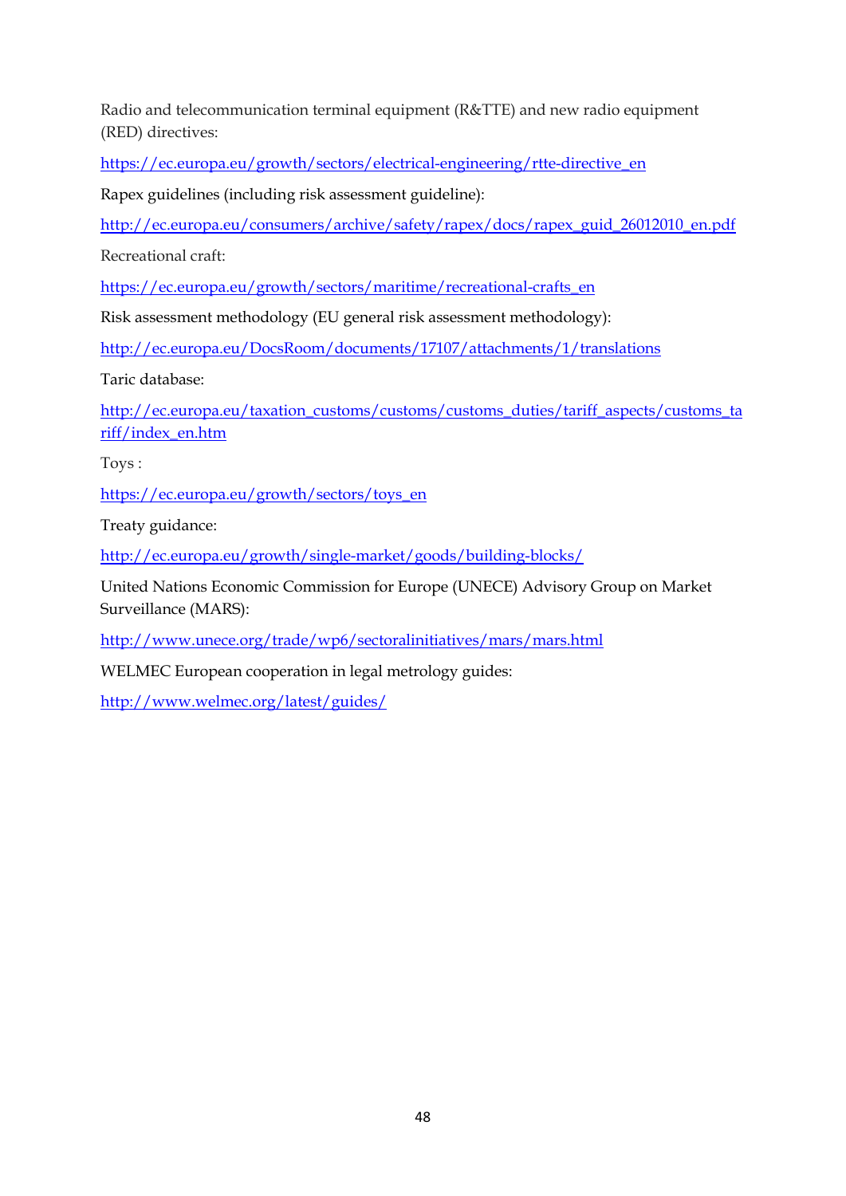Radio and telecommunication terminal equipment (R&TTE) and new radio equipment (RED) directives:

https://ec.europa.eu/growth/sectors/electrical-engineering/rtte-directive_en

Rapex guidelines (including risk assessment guideline):

http://ec.europa.eu/consumers/archive/safety/rapex/docs/rapex_guid_26012010_en.pdf

Recreational craft:

https://ec.europa.eu/growth/sectors/maritime/recreational-crafts_en

Risk assessment methodology (EU general risk assessment methodology):

http://ec.europa.eu/DocsRoom/documents/17107/attachments/1/translations

Taric database:

http://ec.europa.eu/taxation_customs/customs/customs_duties/tariff_aspects/customs_tariff/index_en.htm

Toys :

https://ec.europa.eu/growth/sectors/toys_en

Treaty guidance:

http://ec.europa.eu/growth/single-market/goods/building-blocks/

United Nations Economic Commission for Europe (UNECE) Advisory Group on Market Surveillance (MARS):

http://www.unece.org/trade/wp6/sectoralinitiatives/mars/mars.html

WELMEC European cooperation in legal metrology guides:

http://www.welmec.org/latest/guides/